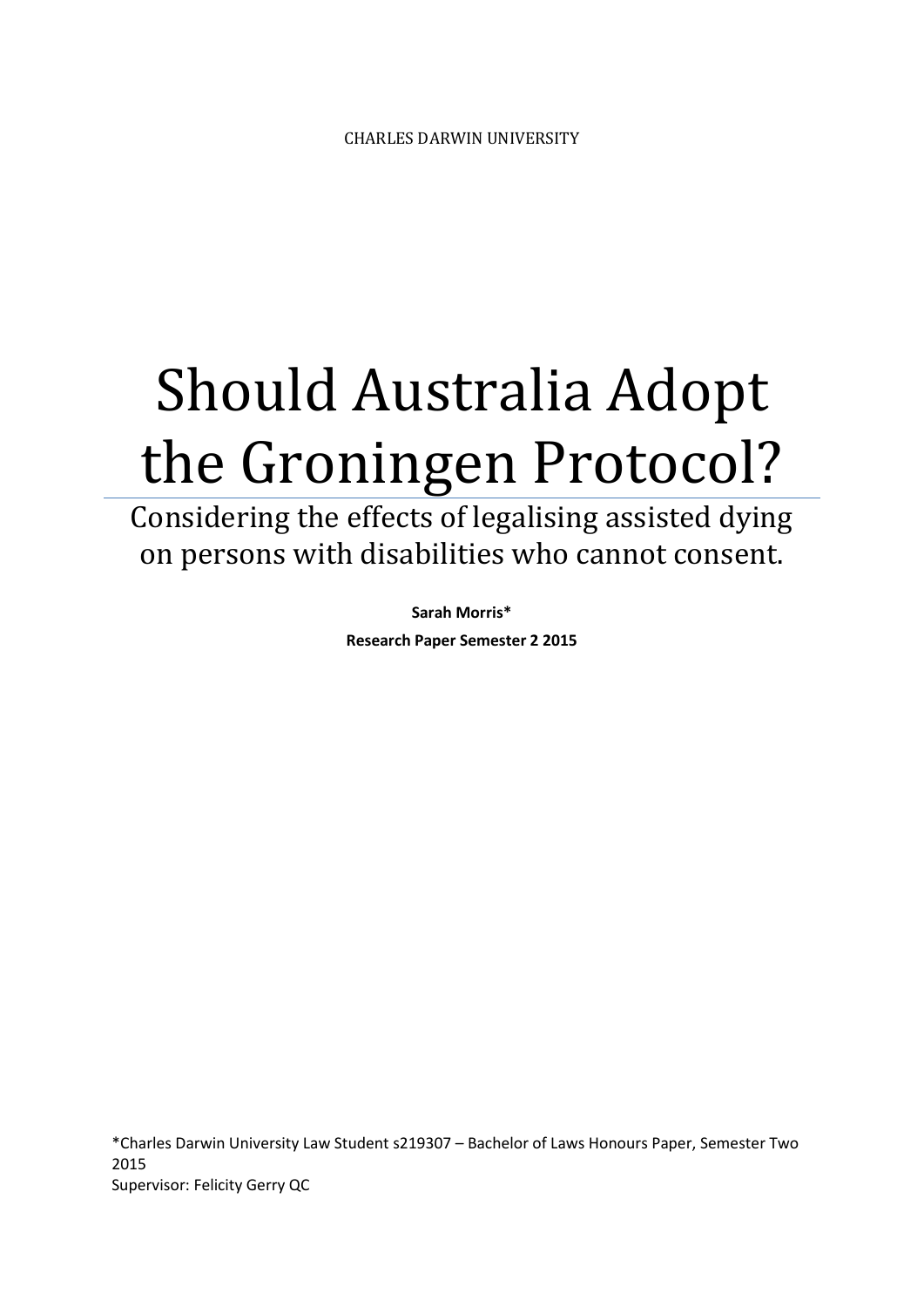CHARLES DARWIN UNIVERSITY

# Should Australia Adopt the Groningen Protocol?

## Considering the effects of legalising assisted dying on persons with disabilities who cannot consent.

**Sarah Morris***

**Research Paper Semester 2 2015**

*Charles Darwin University Law Student s219307 – Bachelor of Laws Honours Paper, Semester Two 2015
Supervisor: Felicity Gerry QC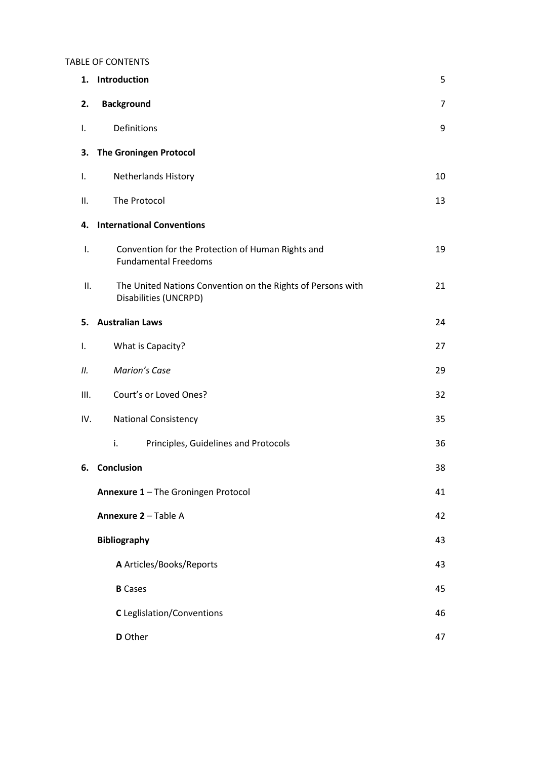TABLE OF CONTENTS

| | | |
|---|---|---|
| **1.** | **Introduction** | 5 |
| **2.** | **Background** | 7 |
| I. | Definitions | 9 |
| **3.** | **The Groningen Protocol** | |
| I. | Netherlands History | 10 |
| II. | The Protocol | 13 |
| **4.** | **International Conventions** | |
| I. | Convention for the Protection of Human Rights and Fundamental Freedoms | 19 |
| II. | The United Nations Convention on the Rights of Persons with Disabilities (UNCRPD) | 21 |
| **5.** | **Australian Laws** | 24 |
| I. | What is Capacity? | 27 |
| *II.* | *Marion's Case* | 29 |
| III. | Court's or Loved Ones? | 32 |
| IV. | National Consistency | 35 |
| | i. Principles, Guidelines and Protocols | 36 |
| **6.** | **Conclusion** | 38 |
| | **Annexure 1** – The Groningen Protocol | 41 |
| | **Annexure 2** – Table A | 42 |
| | **Bibliography** | 43 |
| | **A** Articles/Books/Reports | 43 |
| | **B** Cases | 45 |
| | **C** Leglislation/Conventions | 46 |
| | **D** Other | 47 |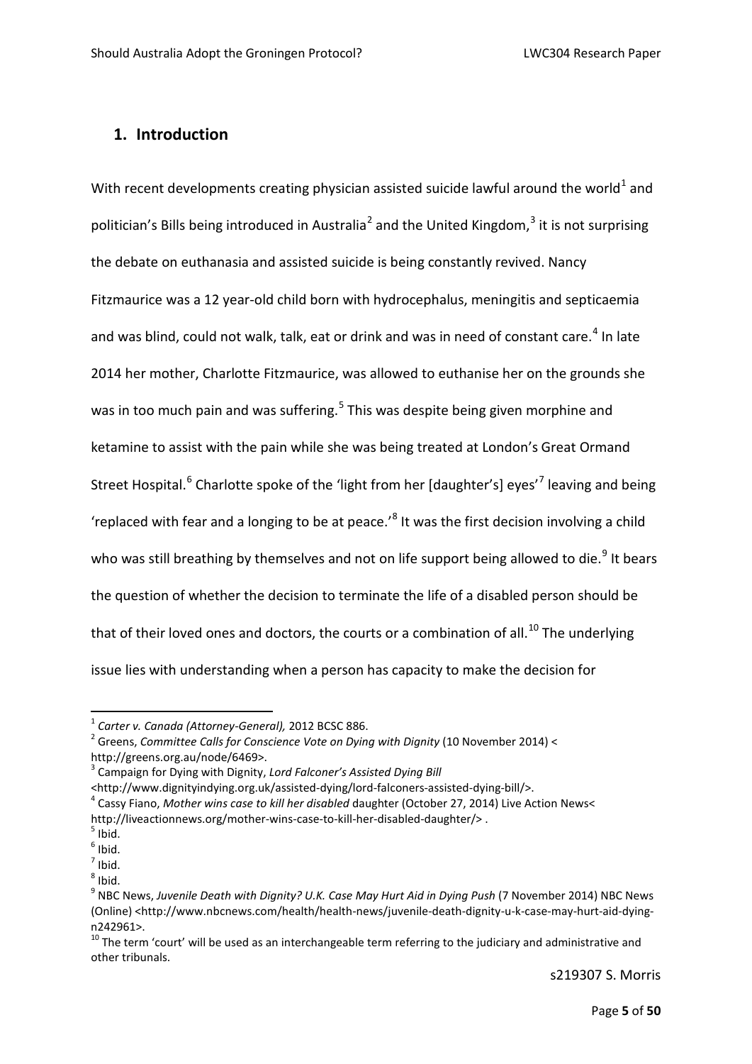## 1. Introduction

With recent developments creating physician assisted suicide lawful around the world[1] and politician's Bills being introduced in Australia[2] and the United Kingdom,[3] it is not surprising the debate on euthanasia and assisted suicide is being constantly revived. Nancy Fitzmaurice was a 12 year-old child born with hydrocephalus, meningitis and septicaemia and was blind, could not walk, talk, eat or drink and was in need of constant care.[4] In late 2014 her mother, Charlotte Fitzmaurice, was allowed to euthanise her on the grounds she was in too much pain and was suffering.[5] This was despite being given morphine and ketamine to assist with the pain while she was being treated at London's Great Ormand Street Hospital.[6] Charlotte spoke of the 'light from her [daughter's] eyes'[7] leaving and being 'replaced with fear and a longing to be at peace.'[8] It was the first decision involving a child who was still breathing by themselves and not on life support being allowed to die.[9] It bears the question of whether the decision to terminate the life of a disabled person should be that of their loved ones and doctors, the courts or a combination of all.[10] The underlying issue lies with understanding when a person has capacity to make the decision for

---

[1] *Carter v. Canada (Attorney-General),* 2012 BCSC 886.

[2] Greens, *Committee Calls for Conscience Vote on Dying with Dignity* (10 November 2014) < http://greens.org.au/node/6469>.

[3] Campaign for Dying with Dignity, *Lord Falconer's Assisted Dying Bill* <http://www.dignityindying.org.uk/assisted-dying/lord-falconers-assisted-dying-bill/>.

[4] Cassy Fiano, *Mother wins case to kill her disabled* daughter (October 27, 2014) Live Action News< http://liveactionnews.org/mother-wins-case-to-kill-her-disabled-daughter/> .

[5] Ibid.

[6] Ibid.

[7] Ibid.

[8] Ibid.

[9] NBC News, *Juvenile Death with Dignity? U.K. Case May Hurt Aid in Dying Push* (7 November 2014) NBC News (Online) <http://www.nbcnews.com/health/health-news/juvenile-death-dignity-u-k-case-may-hurt-aid-dying-n242961>.

[10] The term 'court' will be used as an interchangeable term referring to the judiciary and administrative and other tribunals.

s219307 S. Morris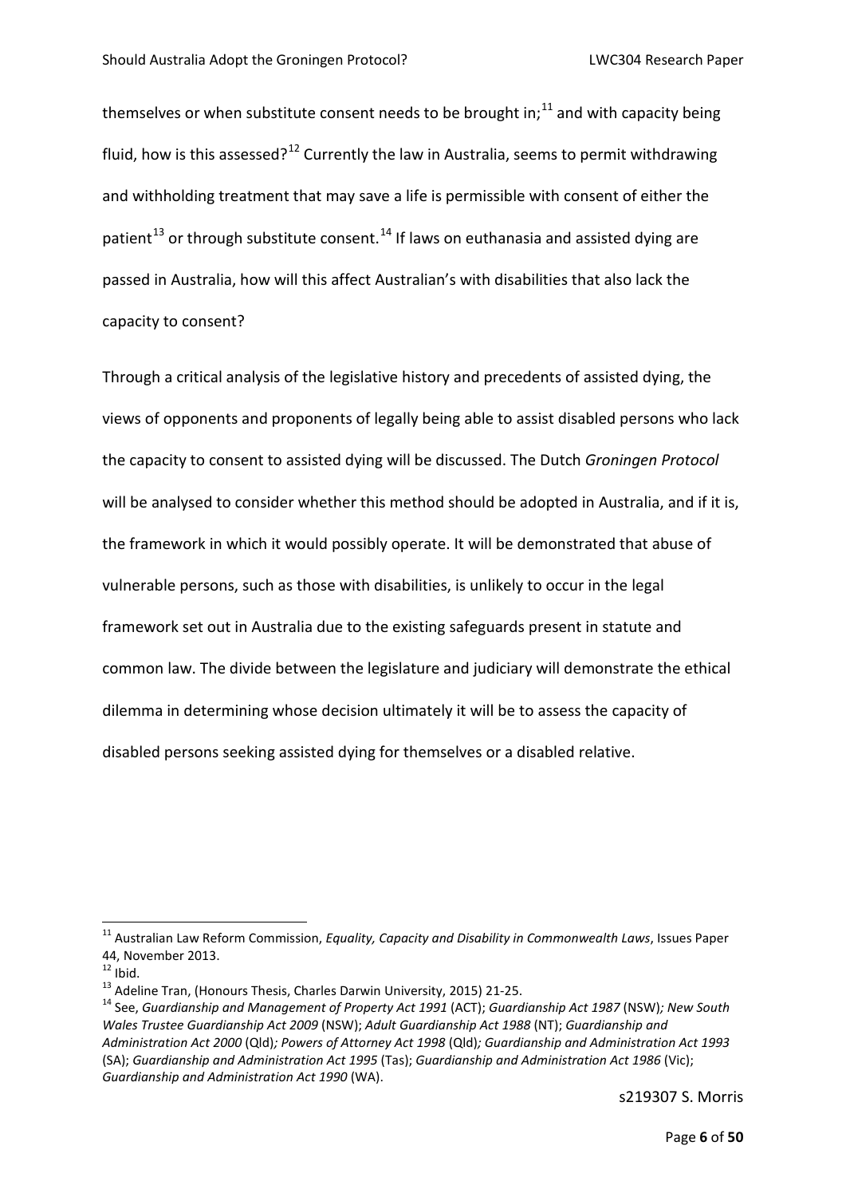themselves or when substitute consent needs to be brought in;[11] and with capacity being fluid, how is this assessed?[12] Currently the law in Australia, seems to permit withdrawing and withholding treatment that may save a life is permissible with consent of either the patient[13] or through substitute consent.[14] If laws on euthanasia and assisted dying are passed in Australia, how will this affect Australian's with disabilities that also lack the capacity to consent?

Through a critical analysis of the legislative history and precedents of assisted dying, the views of opponents and proponents of legally being able to assist disabled persons who lack the capacity to consent to assisted dying will be discussed. The Dutch *Groningen Protocol* will be analysed to consider whether this method should be adopted in Australia, and if it is, the framework in which it would possibly operate. It will be demonstrated that abuse of vulnerable persons, such as those with disabilities, is unlikely to occur in the legal framework set out in Australia due to the existing safeguards present in statute and common law. The divide between the legislature and judiciary will demonstrate the ethical dilemma in determining whose decision ultimately it will be to assess the capacity of disabled persons seeking assisted dying for themselves or a disabled relative.

---

[11] Australian Law Reform Commission, *Equality, Capacity and Disability in Commonwealth Laws*, Issues Paper 44, November 2013.

[12] Ibid.

[13] Adeline Tran, (Honours Thesis, Charles Darwin University, 2015) 21-25.

[14] See, *Guardianship and Management of Property Act 1991* (ACT); *Guardianship Act 1987* (NSW)*; New South Wales Trustee Guardianship Act 2009* (NSW); *Adult Guardianship Act 1988* (NT); *Guardianship and Administration Act 2000* (Qld)*; Powers of Attorney Act 1998* (Qld)*; Guardianship and Administration Act 1993* (SA); *Guardianship and Administration Act 1995* (Tas); *Guardianship and Administration Act 1986* (Vic); *Guardianship and Administration Act 1990* (WA).

s219307 S. Morris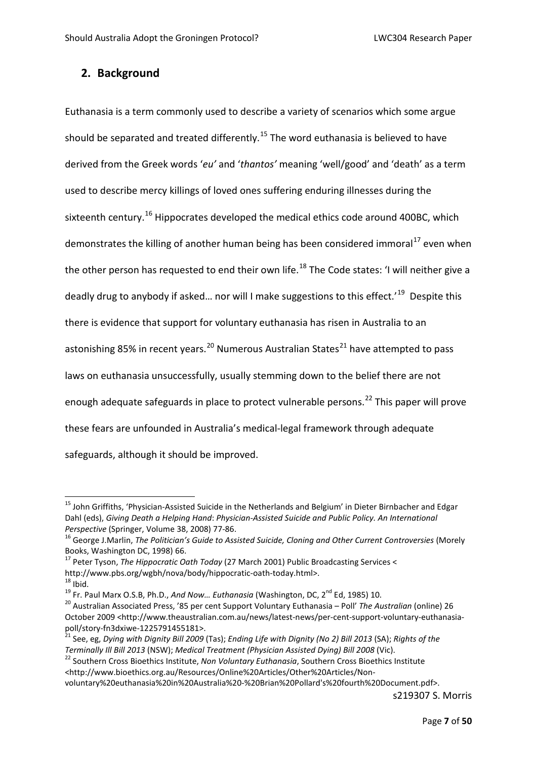## 2. Background

Euthanasia is a term commonly used to describe a variety of scenarios which some argue should be separated and treated differently.[15] The word euthanasia is believed to have derived from the Greek words '*eu'* and '*thantos'* meaning 'well/good' and 'death' as a term used to describe mercy killings of loved ones suffering enduring illnesses during the sixteenth century.[16] Hippocrates developed the medical ethics code around 400BC, which demonstrates the killing of another human being has been considered immoral[17] even when the other person has requested to end their own life.[18] The Code states: 'I will neither give a deadly drug to anybody if asked… nor will I make suggestions to this effect.'[19] Despite this there is evidence that support for voluntary euthanasia has risen in Australia to an astonishing 85% in recent years.[20] Numerous Australian States[21] have attempted to pass laws on euthanasia unsuccessfully, usually stemming down to the belief there are not enough adequate safeguards in place to protect vulnerable persons.[22] This paper will prove these fears are unfounded in Australia's medical-legal framework through adequate safeguards, although it should be improved.

---

[15] John Griffiths, 'Physician-Assisted Suicide in the Netherlands and Belgium' in Dieter Birnbacher and Edgar Dahl (eds), *Giving Death a Helping Hand*: *Physician-Assisted Suicide and Public Policy. An International Perspective* (Springer, Volume 38, 2008) 77-86.

[16] George J.Marlin, *The Politician's Guide to Assisted Suicide, Cloning and Other Current Controversies* (Morely Books, Washington DC, 1998) 66.

[17] Peter Tyson, *The Hippocratic Oath Today* (27 March 2001) Public Broadcasting Services < http://www.pbs.org/wgbh/nova/body/hippocratic-oath-today.html>.

[18] Ibid.

[19] Fr. Paul Marx O.S.B, Ph.D., *And Now… Euthanasia* (Washington, DC, 2nd Ed, 1985) 10.

[20] Australian Associated Press, '85 per cent Support Voluntary Euthanasia – Poll' *The Australian* (online) 26 October 2009 <http://www.theaustralian.com.au/news/latest-news/per-cent-support-voluntary-euthanasia-poll/story-fn3dxiwe-1225791455181>.

[21] See, eg, *Dying with Dignity Bill 2009* (Tas); *Ending Life with Dignity (No 2) Bill 2013* (SA); *Rights of the Terminally Ill Bill 2013* (NSW); *Medical Treatment (Physician Assisted Dying) Bill 2008* (Vic).

[22] Southern Cross Bioethics Institute, *Non Voluntary Euthanasia*, Southern Cross Bioethics Institute <http://www.bioethics.org.au/Resources/Online%20Articles/Other%20Articles/Non-voluntary%20euthanasia%20in%20Australia%20-%20Brian%20Pollard's%20fourth%20Document.pdf>.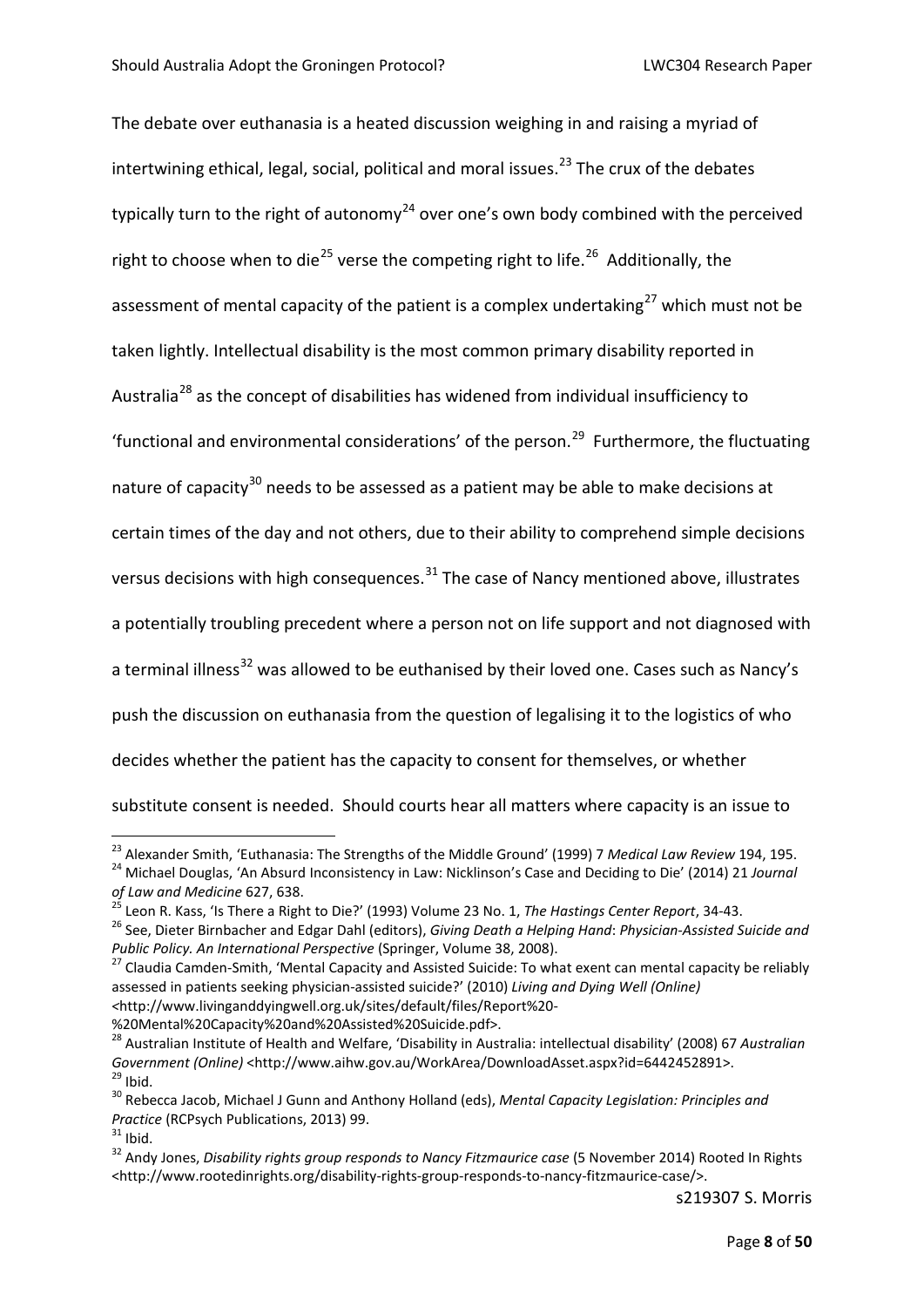The debate over euthanasia is a heated discussion weighing in and raising a myriad of intertwining ethical, legal, social, political and moral issues.[23] The crux of the debates typically turn to the right of autonomy[24] over one's own body combined with the perceived right to choose when to die[25] verse the competing right to life.[26] Additionally, the assessment of mental capacity of the patient is a complex undertaking[27] which must not be taken lightly. Intellectual disability is the most common primary disability reported in Australia[28] as the concept of disabilities has widened from individual insufficiency to 'functional and environmental considerations' of the person.[29] Furthermore, the fluctuating nature of capacity[30] needs to be assessed as a patient may be able to make decisions at certain times of the day and not others, due to their ability to comprehend simple decisions versus decisions with high consequences.[31] The case of Nancy mentioned above, illustrates a potentially troubling precedent where a person not on life support and not diagnosed with a terminal illness[32] was allowed to be euthanised by their loved one. Cases such as Nancy's push the discussion on euthanasia from the question of legalising it to the logistics of who decides whether the patient has the capacity to consent for themselves, or whether substitute consent is needed. Should courts hear all matters where capacity is an issue to

---

[23] Alexander Smith, 'Euthanasia: The Strengths of the Middle Ground' (1999) 7 *Medical Law Review* 194, 195.

[24] Michael Douglas, 'An Absurd Inconsistency in Law: Nicklinson's Case and Deciding to Die' (2014) 21 *Journal of Law and Medicine* 627, 638.

[25] Leon R. Kass, 'Is There a Right to Die?' (1993) Volume 23 No. 1, *The Hastings Center Report*, 34-43.

[26] See, Dieter Birnbacher and Edgar Dahl (editors), *Giving Death a Helping Hand*: *Physician-Assisted Suicide and Public Policy. An International Perspective* (Springer, Volume 38, 2008).

[27] Claudia Camden-Smith, 'Mental Capacity and Assisted Suicide: To what exent can mental capacity be reliably assessed in patients seeking physician-assisted suicide?' (2010) *Living and Dying Well (Online)* <http://www.livinganddyingwell.org.uk/sites/default/files/Report%20-%20Mental%20Capacity%20and%20Assisted%20Suicide.pdf>.

[28] Australian Institute of Health and Welfare, 'Disability in Australia: intellectual disability' (2008) 67 *Australian Government (Online)* <http://www.aihw.gov.au/WorkArea/DownloadAsset.aspx?id=6442452891>.

[29] Ibid.

[30] Rebecca Jacob, Michael J Gunn and Anthony Holland (eds), *Mental Capacity Legislation: Principles and Practice* (RCPsych Publications, 2013) 99.

[31] Ibid.

[32] Andy Jones, *Disability rights group responds to Nancy Fitzmaurice case* (5 November 2014) Rooted In Rights <http://www.rootedinrights.org/disability-rights-group-responds-to-nancy-fitzmaurice-case/>.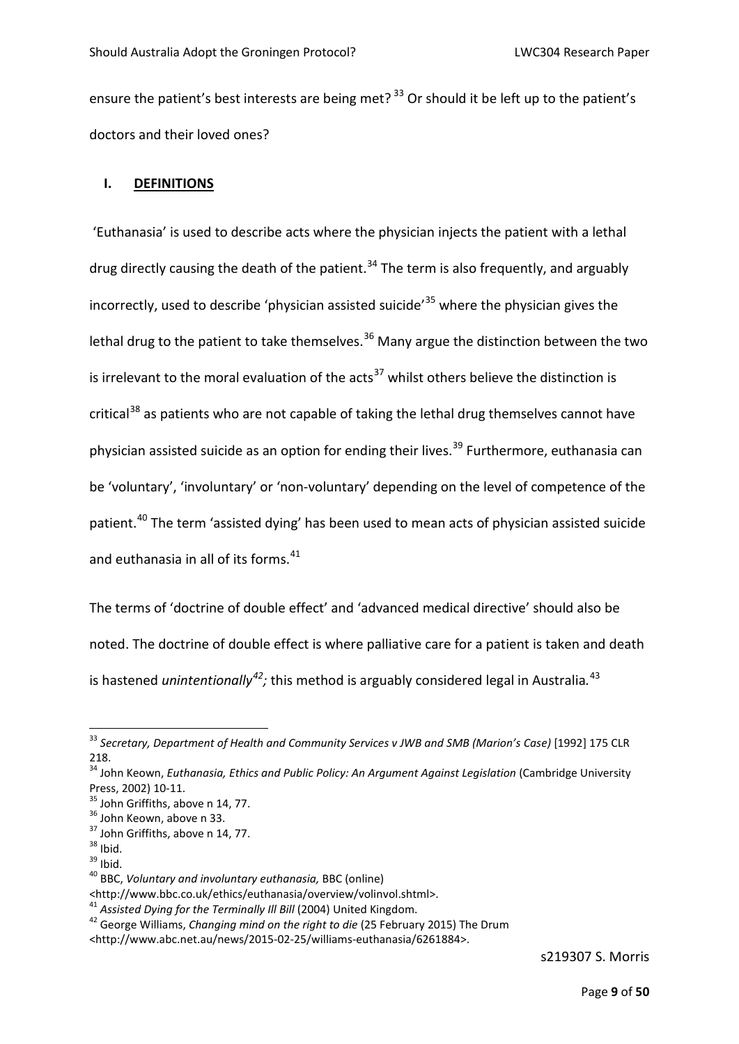ensure the patient's best interests are being met?[33] Or should it be left up to the patient's doctors and their loved ones?

## I. DEFINITIONS

'Euthanasia' is used to describe acts where the physician injects the patient with a lethal drug directly causing the death of the patient.[34] The term is also frequently, and arguably incorrectly, used to describe 'physician assisted suicide'[35] where the physician gives the lethal drug to the patient to take themselves.[36] Many argue the distinction between the two is irrelevant to the moral evaluation of the acts[37] whilst others believe the distinction is critical[38] as patients who are not capable of taking the lethal drug themselves cannot have physician assisted suicide as an option for ending their lives.[39] Furthermore, euthanasia can be 'voluntary', 'involuntary' or 'non-voluntary' depending on the level of competence of the patient.[40] The term 'assisted dying' has been used to mean acts of physician assisted suicide and euthanasia in all of its forms.[41]

The terms of 'doctrine of double effect' and 'advanced medical directive' should also be noted. The doctrine of double effect is where palliative care for a patient is taken and death is hastened *unintentionally*[42]; this method is arguably considered legal in Australia.[43]

---

[33] *Secretary, Department of Health and Community Services v JWB and SMB (Marion's Case)* [1992] 175 CLR 218.

[34] John Keown, *Euthanasia, Ethics and Public Policy: An Argument Against Legislation* (Cambridge University Press, 2002) 10-11.

[35] John Griffiths, above n 14, 77.

[36] John Keown, above n 33.

[37] John Griffiths, above n 14, 77.

[38] Ibid.

[39] Ibid.

[40] BBC, *Voluntary and involuntary euthanasia,* BBC (online) <http://www.bbc.co.uk/ethics/euthanasia/overview/volinvol.shtml>.

[41] *Assisted Dying for the Terminally Ill Bill* (2004) United Kingdom.

[42] George Williams, *Changing mind on the right to die* (25 February 2015) The Drum <http://www.abc.net.au/news/2015-02-25/williams-euthanasia/6261884>.

s219307 S. Morris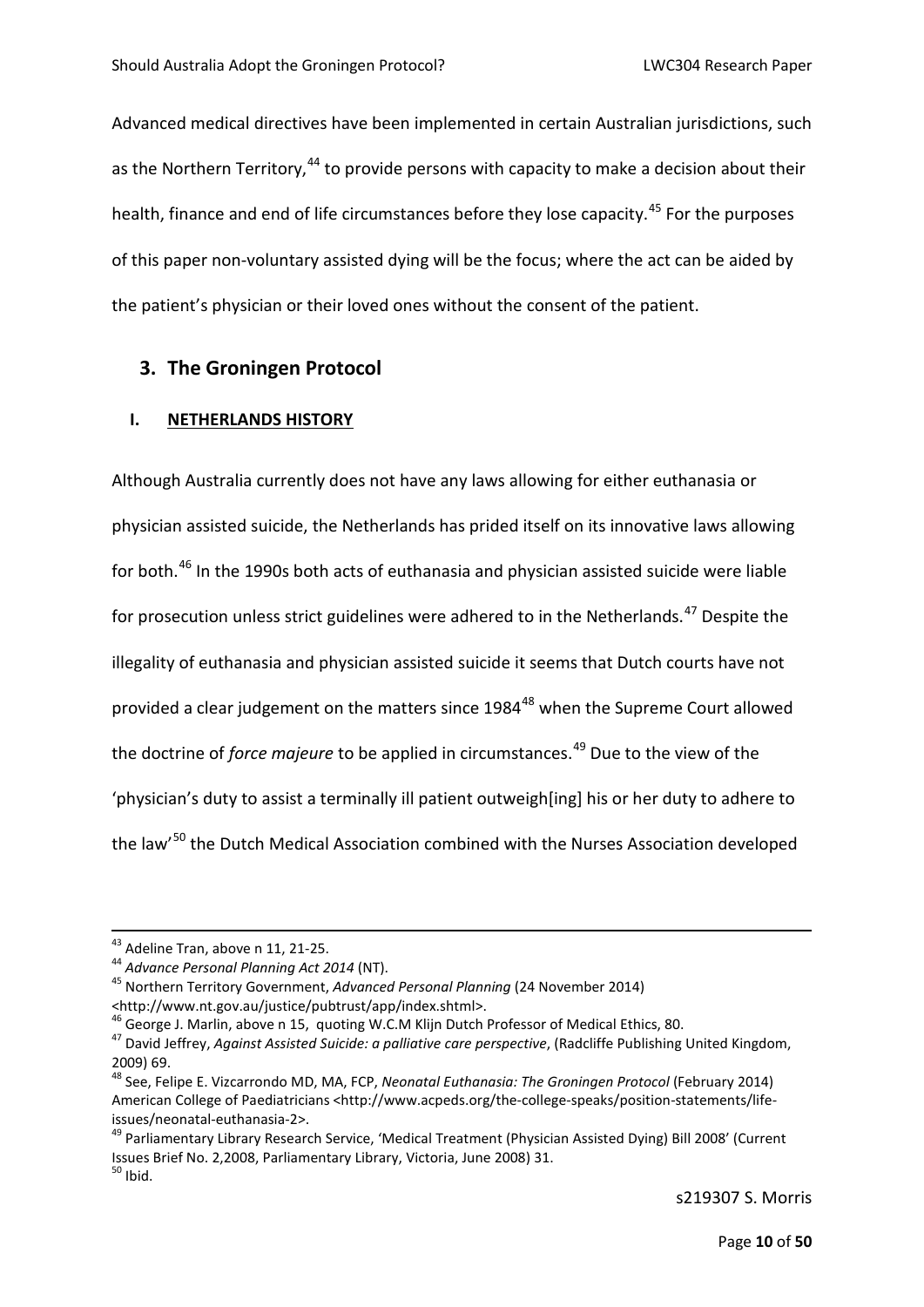Advanced medical directives have been implemented in certain Australian jurisdictions, such as the Northern Territory,[44] to provide persons with capacity to make a decision about their health, finance and end of life circumstances before they lose capacity.[45] For the purposes of this paper non-voluntary assisted dying will be the focus; where the act can be aided by the patient's physician or their loved ones without the consent of the patient.

## 3. The Groningen Protocol

### I. NETHERLANDS HISTORY

Although Australia currently does not have any laws allowing for either euthanasia or physician assisted suicide, the Netherlands has prided itself on its innovative laws allowing for both.[46] In the 1990s both acts of euthanasia and physician assisted suicide were liable for prosecution unless strict guidelines were adhered to in the Netherlands.[47] Despite the illegality of euthanasia and physician assisted suicide it seems that Dutch courts have not provided a clear judgement on the matters since 1984[48] when the Supreme Court allowed the doctrine of *force majeure* to be applied in circumstances.[49] Due to the view of the 'physician's duty to assist a terminally ill patient outweigh[ing] his or her duty to adhere to the law'[50] the Dutch Medical Association combined with the Nurses Association developed

---

[43] Adeline Tran, above n 11, 21-25.

[44] *Advance Personal Planning Act 2014* (NT).

[45] Northern Territory Government, *Advanced Personal Planning* (24 November 2014) <http://www.nt.gov.au/justice/pubtrust/app/index.shtml>.

[46] George J. Marlin, above n 15, quoting W.C.M Klijn Dutch Professor of Medical Ethics, 80.

[47] David Jeffrey, *Against Assisted Suicide: a palliative care perspective*, (Radcliffe Publishing United Kingdom, 2009) 69.

[48] See, Felipe E. Vizcarrondo MD, MA, FCP, *Neonatal Euthanasia: The Groningen Protocol* (February 2014) American College of Paediatricians <http://www.acpeds.org/the-college-speaks/position-statements/life-issues/neonatal-euthanasia-2>.

[49] Parliamentary Library Research Service, 'Medical Treatment (Physician Assisted Dying) Bill 2008' (Current Issues Brief No. 2,2008, Parliamentary Library, Victoria, June 2008) 31.

[50] Ibid.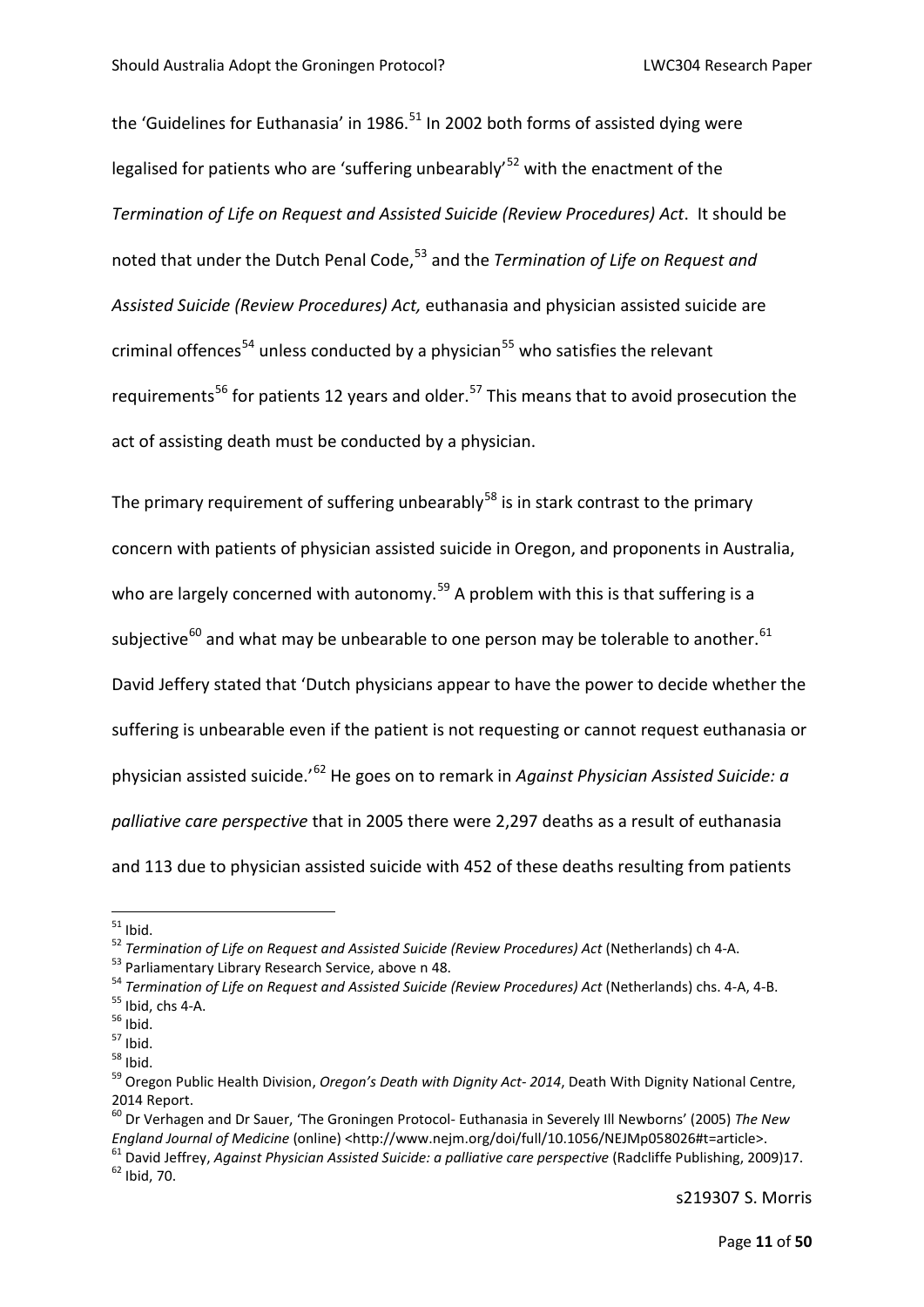the 'Guidelines for Euthanasia' in 1986.[51] In 2002 both forms of assisted dying were legalised for patients who are 'suffering unbearably'[52] with the enactment of the *Termination of Life on Request and Assisted Suicide (Review Procedures) Act*. It should be noted that under the Dutch Penal Code,[53] and the *Termination of Life on Request and Assisted Suicide (Review Procedures) Act,* euthanasia and physician assisted suicide are criminal offences[54] unless conducted by a physician[55] who satisfies the relevant requirements[56] for patients 12 years and older.[57] This means that to avoid prosecution the act of assisting death must be conducted by a physician.

The primary requirement of suffering unbearably[58] is in stark contrast to the primary concern with patients of physician assisted suicide in Oregon, and proponents in Australia, who are largely concerned with autonomy.[59] A problem with this is that suffering is a subjective[60] and what may be unbearable to one person may be tolerable to another.[61] David Jeffery stated that 'Dutch physicians appear to have the power to decide whether the suffering is unbearable even if the patient is not requesting or cannot request euthanasia or physician assisted suicide.'[62] He goes on to remark in *Against Physician Assisted Suicide: a palliative care perspective* that in 2005 there were 2,297 deaths as a result of euthanasia and 113 due to physician assisted suicide with 452 of these deaths resulting from patients

---

[51] Ibid.

[52] *Termination of Life on Request and Assisted Suicide (Review Procedures) Act* (Netherlands) ch 4-A.

[53] Parliamentary Library Research Service, above n 48.

[54] *Termination of Life on Request and Assisted Suicide (Review Procedures) Act* (Netherlands) chs. 4-A, 4-B.

[55] Ibid, chs 4-A.

[56] Ibid.

[57] Ibid.

[58] Ibid.

[59] Oregon Public Health Division, *Oregon's Death with Dignity Act- 2014*, Death With Dignity National Centre, 2014 Report.

[60] Dr Verhagen and Dr Sauer, 'The Groningen Protocol- Euthanasia in Severely Ill Newborns' (2005) *The New England Journal of Medicine* (online) <http://www.nejm.org/doi/full/10.1056/NEJMp058026#t=article>.

[61] David Jeffrey, *Against Physician Assisted Suicide: a palliative care perspective* (Radcliffe Publishing, 2009)17.

[62] Ibid, 70.

s219307 S. Morris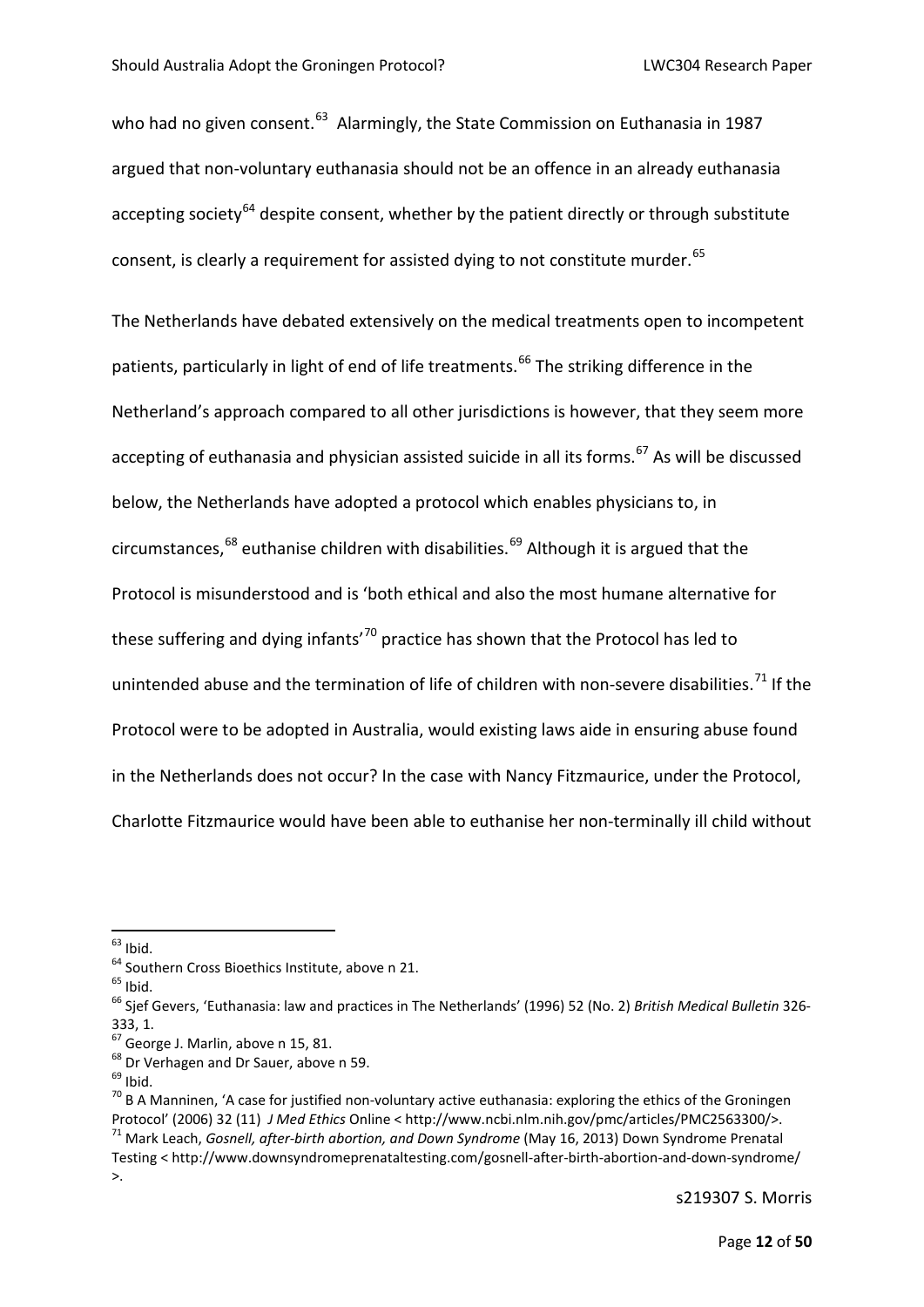who had no given consent.[63] Alarmingly, the State Commission on Euthanasia in 1987 argued that non-voluntary euthanasia should not be an offence in an already euthanasia accepting society[64] despite consent, whether by the patient directly or through substitute consent, is clearly a requirement for assisted dying to not constitute murder.[65]

The Netherlands have debated extensively on the medical treatments open to incompetent patients, particularly in light of end of life treatments.[66] The striking difference in the Netherland's approach compared to all other jurisdictions is however, that they seem more accepting of euthanasia and physician assisted suicide in all its forms.[67] As will be discussed below, the Netherlands have adopted a protocol which enables physicians to, in circumstances,[68] euthanise children with disabilities.[69] Although it is argued that the Protocol is misunderstood and is 'both ethical and also the most humane alternative for these suffering and dying infants'[70] practice has shown that the Protocol has led to unintended abuse and the termination of life of children with non-severe disabilities.[71] If the Protocol were to be adopted in Australia, would existing laws aide in ensuring abuse found in the Netherlands does not occur? In the case with Nancy Fitzmaurice, under the Protocol, Charlotte Fitzmaurice would have been able to euthanise her non-terminally ill child without

---

[63] Ibid.

[64] Southern Cross Bioethics Institute, above n 21.

[65] Ibid.

[66] Sjef Gevers, 'Euthanasia: law and practices in The Netherlands' (1996) 52 (No. 2) *British Medical Bulletin* 326-333, 1.

[67] George J. Marlin, above n 15, 81.

[68] Dr Verhagen and Dr Sauer, above n 59.

[69] Ibid.

[70] B A Manninen, 'A case for justified non-voluntary active euthanasia: exploring the ethics of the Groningen Protocol' (2006) 32 (11) *J Med Ethics* Online < http://www.ncbi.nlm.nih.gov/pmc/articles/PMC2563300/>.

[71] Mark Leach, *Gosnell, after-birth abortion, and Down Syndrome* (May 16, 2013) Down Syndrome Prenatal Testing < http://www.downsyndromeprenataltesting.com/gosnell-after-birth-abortion-and-down-syndrome/ >.

s219307 S. Morris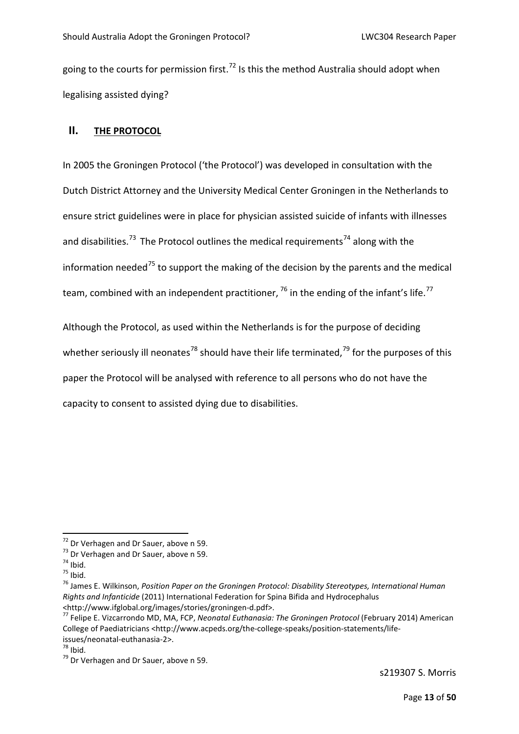going to the courts for permission first.[72] Is this the method Australia should adopt when legalising assisted dying?

## II. THE PROTOCOL

In 2005 the Groningen Protocol ('the Protocol') was developed in consultation with the Dutch District Attorney and the University Medical Center Groningen in the Netherlands to ensure strict guidelines were in place for physician assisted suicide of infants with illnesses and disabilities.[73] The Protocol outlines the medical requirements[74] along with the information needed[75] to support the making of the decision by the parents and the medical team, combined with an independent practitioner, [76] in the ending of the infant's life.[77]

Although the Protocol, as used within the Netherlands is for the purpose of deciding whether seriously ill neonates[78] should have their life terminated,[79] for the purposes of this paper the Protocol will be analysed with reference to all persons who do not have the capacity to consent to assisted dying due to disabilities.

---

[72] Dr Verhagen and Dr Sauer, above n 59.

[73] Dr Verhagen and Dr Sauer, above n 59.

[74] Ibid.

[75] Ibid.

[76] James E. Wilkinson, *Position Paper on the Groningen Protocol: Disability Stereotypes, International Human Rights and Infanticide* (2011) International Federation for Spina Bifida and Hydrocephalus <http://www.ifglobal.org/images/stories/groningen-d.pdf>.

[77] Felipe E. Vizcarrondo MD, MA, FCP, *Neonatal Euthanasia: The Groningen Protocol* (February 2014) American College of Paediatricians <http://www.acpeds.org/the-college-speaks/position-statements/life-issues/neonatal-euthanasia-2>.

[78] Ibid.

[79] Dr Verhagen and Dr Sauer, above n 59.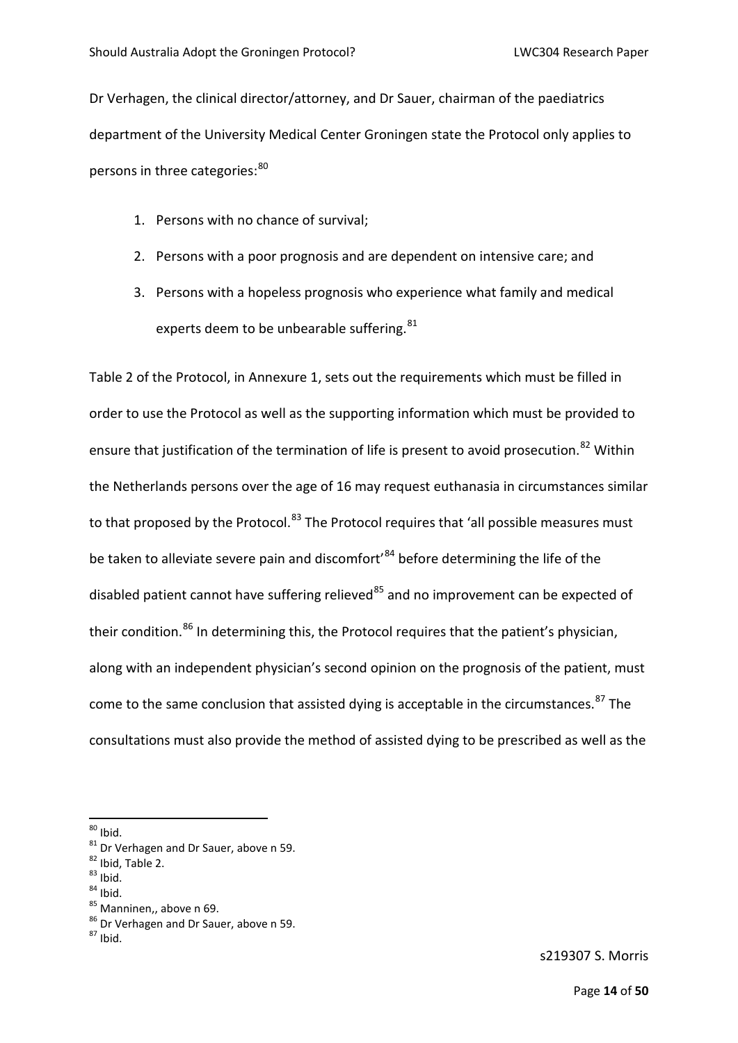Dr Verhagen, the clinical director/attorney, and Dr Sauer, chairman of the paediatrics department of the University Medical Center Groningen state the Protocol only applies to persons in three categories:[80]

1. Persons with no chance of survival;
2. Persons with a poor prognosis and are dependent on intensive care; and
3. Persons with a hopeless prognosis who experience what family and medical experts deem to be unbearable suffering.[81]

Table 2 of the Protocol, in Annexure 1, sets out the requirements which must be filled in order to use the Protocol as well as the supporting information which must be provided to ensure that justification of the termination of life is present to avoid prosecution.[82] Within the Netherlands persons over the age of 16 may request euthanasia in circumstances similar to that proposed by the Protocol.[83] The Protocol requires that 'all possible measures must be taken to alleviate severe pain and discomfort'[84] before determining the life of the disabled patient cannot have suffering relieved[85] and no improvement can be expected of their condition.[86] In determining this, the Protocol requires that the patient's physician, along with an independent physician's second opinion on the prognosis of the patient, must come to the same conclusion that assisted dying is acceptable in the circumstances.[87] The consultations must also provide the method of assisted dying to be prescribed as well as the

---

[80] Ibid.
[81] Dr Verhagen and Dr Sauer, above n 59.
[82] Ibid, Table 2.
[83] Ibid.
[84] Ibid.
[85] Manninen,, above n 69.
[86] Dr Verhagen and Dr Sauer, above n 59.
[87] Ibid.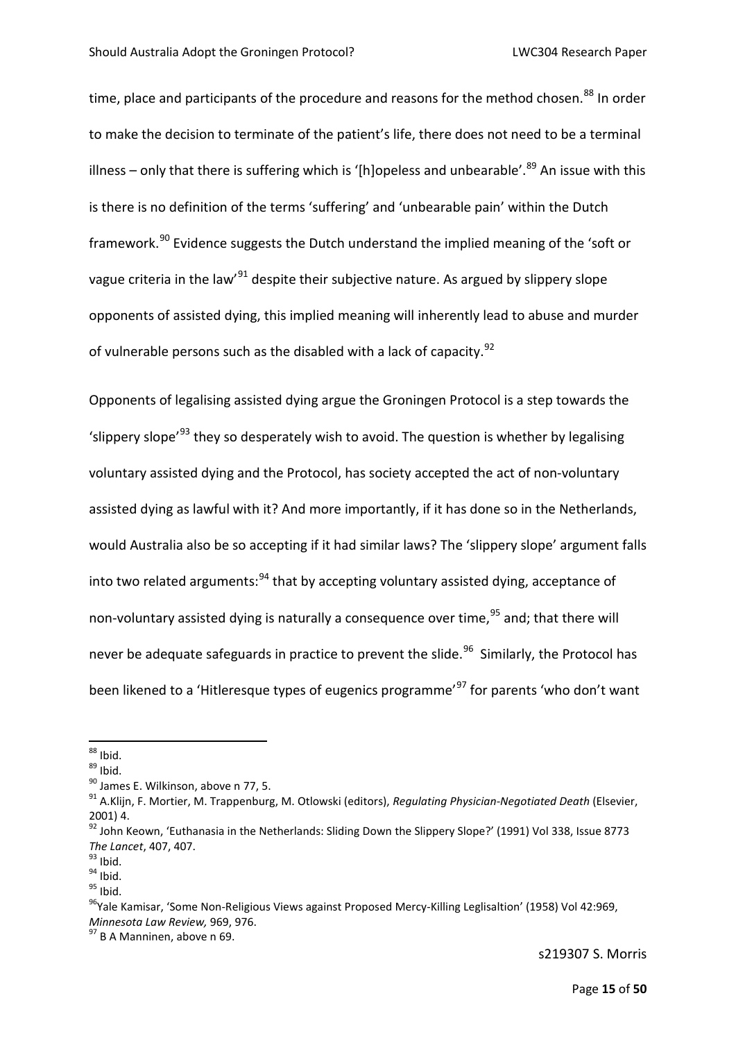time, place and participants of the procedure and reasons for the method chosen.[88] In order to make the decision to terminate of the patient's life, there does not need to be a terminal illness – only that there is suffering which is '[h]opeless and unbearable'.[89] An issue with this is there is no definition of the terms 'suffering' and 'unbearable pain' within the Dutch framework.[90] Evidence suggests the Dutch understand the implied meaning of the 'soft or vague criteria in the law'[91] despite their subjective nature. As argued by slippery slope opponents of assisted dying, this implied meaning will inherently lead to abuse and murder of vulnerable persons such as the disabled with a lack of capacity.[92]

Opponents of legalising assisted dying argue the Groningen Protocol is a step towards the 'slippery slope'[93] they so desperately wish to avoid. The question is whether by legalising voluntary assisted dying and the Protocol, has society accepted the act of non-voluntary assisted dying as lawful with it? And more importantly, if it has done so in the Netherlands, would Australia also be so accepting if it had similar laws? The 'slippery slope' argument falls into two related arguments:[94] that by accepting voluntary assisted dying, acceptance of non-voluntary assisted dying is naturally a consequence over time,[95] and; that there will never be adequate safeguards in practice to prevent the slide.[96] Similarly, the Protocol has been likened to a 'Hitleresque types of eugenics programme'[97] for parents 'who don't want

---

[88] Ibid.

[89] Ibid.

[90] James E. Wilkinson, above n 77, 5.

[91] A.Klijn, F. Mortier, M. Trappenburg, M. Otlowski (editors), *Regulating Physician-Negotiated Death* (Elsevier, 2001) 4.

[92] John Keown, 'Euthanasia in the Netherlands: Sliding Down the Slippery Slope?' (1991) Vol 338, Issue 8773 *The Lancet*, 407, 407.

[93] Ibid.

[94] Ibid.

[95] Ibid.

[96] Yale Kamisar, 'Some Non-Religious Views against Proposed Mercy-Killing Leglisaltion' (1958) Vol 42:969, *Minnesota Law Review,* 969, 976.

[97] B A Manninen, above n 69.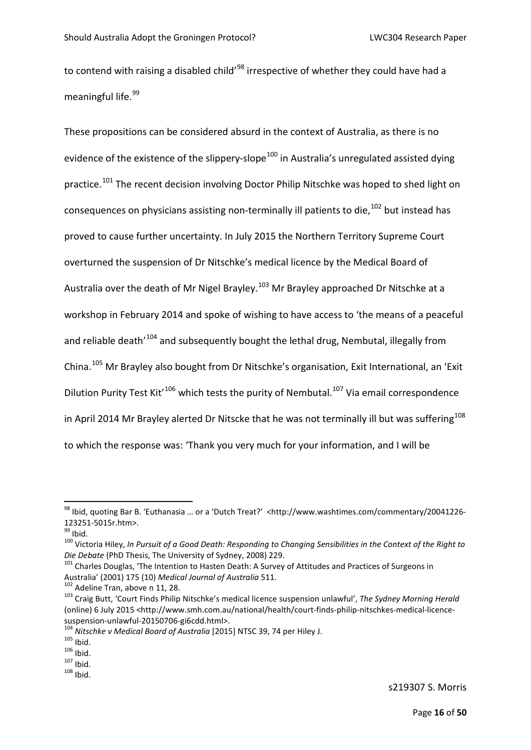to contend with raising a disabled child'[98] irrespective of whether they could have had a meaningful life.[99]

These propositions can be considered absurd in the context of Australia, as there is no evidence of the existence of the slippery-slope[100] in Australia's unregulated assisted dying practice.[101] The recent decision involving Doctor Philip Nitschke was hoped to shed light on consequences on physicians assisting non-terminally ill patients to die,[102] but instead has proved to cause further uncertainty. In July 2015 the Northern Territory Supreme Court overturned the suspension of Dr Nitschke's medical licence by the Medical Board of Australia over the death of Mr Nigel Brayley.[103] Mr Brayley approached Dr Nitschke at a workshop in February 2014 and spoke of wishing to have access to 'the means of a peaceful and reliable death'[104] and subsequently bought the lethal drug, Nembutal, illegally from China.[105] Mr Brayley also bought from Dr Nitschke's organisation, Exit International, an 'Exit Dilution Purity Test Kit'[106] which tests the purity of Nembutal.[107] Via email correspondence in April 2014 Mr Brayley alerted Dr Nitscke that he was not terminally ill but was suffering[108] to which the response was: 'Thank you very much for your information, and I will be

---

[98] Ibid, quoting Bar B. 'Euthanasia … or a 'Dutch Treat?' <http://www.washtimes.com/commentary/20041226-123251-5015r.htm>.

[99] Ibid.

[100] Victoria Hiley, *In Pursuit of a Good Death: Responding to Changing Sensibilities in the Context of the Right to Die Debate* (PhD Thesis, The University of Sydney, 2008) 229.

[101] Charles Douglas, 'The Intention to Hasten Death: A Survey of Attitudes and Practices of Surgeons in Australia' (2001) 175 (10) *Medical Journal of Australia* 511.

[102] Adeline Tran, above n 11, 28.

[103] Craig Butt, 'Court Finds Philip Nitschke's medical licence suspension unlawful', *The Sydney Morning Herald* (online) 6 July 2015 <http://www.smh.com.au/national/health/court-finds-philip-nitschkes-medical-licence-suspension-unlawful-20150706-gi6cdd.html>.

[104] *Nitschke v Medical Board of Australia* [2015] NTSC 39, 74 per Hiley J.

[105] Ibid.

[106] Ibid.

[107] Ibid.

[108] Ibid.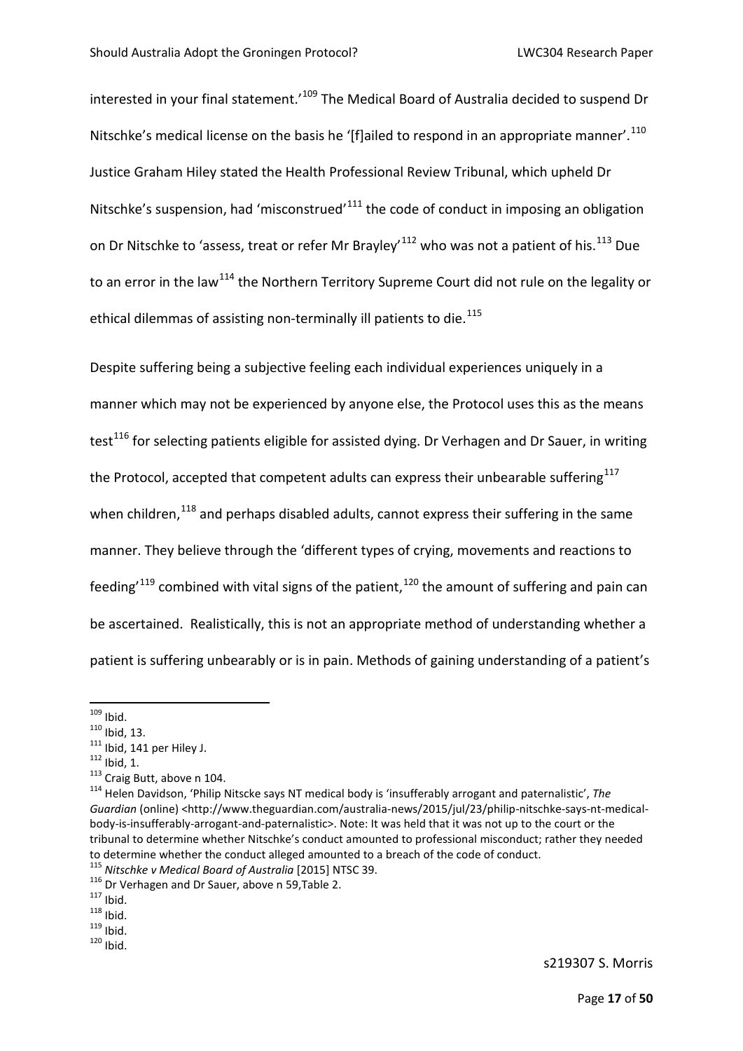interested in your final statement.'[109] The Medical Board of Australia decided to suspend Dr Nitschke's medical license on the basis he '[f]ailed to respond in an appropriate manner'.[110] Justice Graham Hiley stated the Health Professional Review Tribunal, which upheld Dr Nitschke's suspension, had 'misconstrued'[111] the code of conduct in imposing an obligation on Dr Nitschke to 'assess, treat or refer Mr Brayley'[112] who was not a patient of his.[113] Due to an error in the law[114] the Northern Territory Supreme Court did not rule on the legality or ethical dilemmas of assisting non-terminally ill patients to die.[115]

Despite suffering being a subjective feeling each individual experiences uniquely in a manner which may not be experienced by anyone else, the Protocol uses this as the means test[116] for selecting patients eligible for assisted dying. Dr Verhagen and Dr Sauer, in writing the Protocol, accepted that competent adults can express their unbearable suffering[117] when children,[118] and perhaps disabled adults, cannot express their suffering in the same manner. They believe through the 'different types of crying, movements and reactions to feeding'[119] combined with vital signs of the patient,[120] the amount of suffering and pain can be ascertained. Realistically, this is not an appropriate method of understanding whether a patient is suffering unbearably or is in pain. Methods of gaining understanding of a patient's

---

[109] Ibid.
[110] Ibid, 13.
[111] Ibid, 141 per Hiley J.
[112] Ibid, 1.
[113] Craig Butt, above n 104.
[114] Helen Davidson, 'Philip Nitscke says NT medical body is 'insufferably arrogant and paternalistic', *The Guardian* (online) <http://www.theguardian.com/australia-news/2015/jul/23/philip-nitschke-says-nt-medical-body-is-insufferably-arrogant-and-paternalistic>. Note: It was held that it was not up to the court or the tribunal to determine whether Nitschke's conduct amounted to professional misconduct; rather they needed to determine whether the conduct alleged amounted to a breach of the code of conduct.
[115] *Nitschke v Medical Board of Australia* [2015] NTSC 39.
[116] Dr Verhagen and Dr Sauer, above n 59,Table 2.
[117] Ibid.
[118] Ibid.
[119] Ibid.
[120] Ibid.

s219307 S. Morris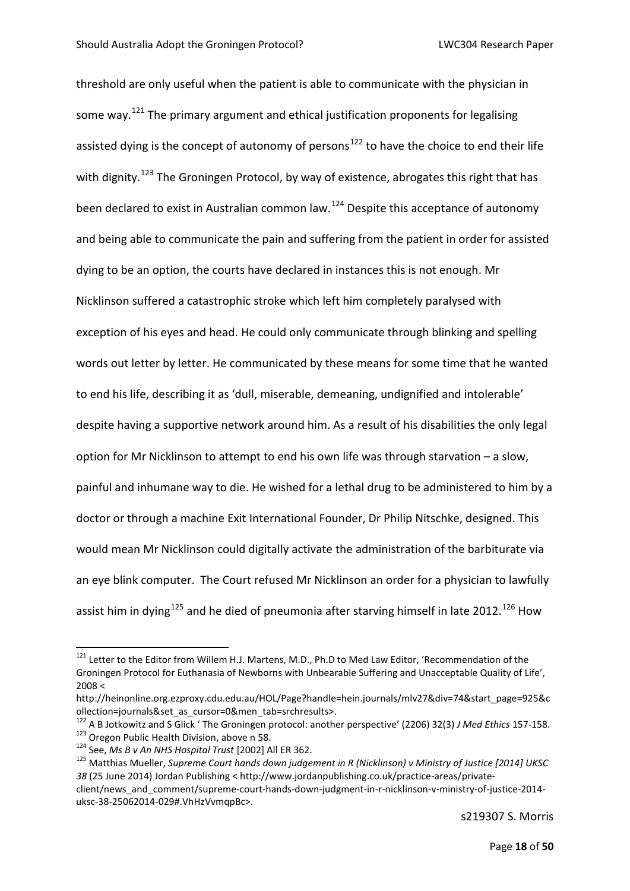threshold are only useful when the patient is able to communicate with the physician in some way.[121] The primary argument and ethical justification proponents for legalising assisted dying is the concept of autonomy of persons[122] to have the choice to end their life with dignity.[123] The Groningen Protocol, by way of existence, abrogates this right that has been declared to exist in Australian common law.[124] Despite this acceptance of autonomy and being able to communicate the pain and suffering from the patient in order for assisted dying to be an option, the courts have declared in instances this is not enough. Mr Nicklinson suffered a catastrophic stroke which left him completely paralysed with exception of his eyes and head. He could only communicate through blinking and spelling words out letter by letter. He communicated by these means for some time that he wanted to end his life, describing it as 'dull, miserable, demeaning, undignified and intolerable' despite having a supportive network around him. As a result of his disabilities the only legal option for Mr Nicklinson to attempt to end his own life was through starvation – a slow, painful and inhumane way to die. He wished for a lethal drug to be administered to him by a doctor or through a machine Exit International Founder, Dr Philip Nitschke, designed. This would mean Mr Nicklinson could digitally activate the administration of the barbiturate via an eye blink computer. The Court refused Mr Nicklinson an order for a physician to lawfully assist him in dying[125] and he died of pneumonia after starving himself in late 2012.[126] How

---

[121] Letter to the Editor from Willem H.J. Martens, M.D., Ph.D to Med Law Editor, 'Recommendation of the Groningen Protocol for Euthanasia of Newborns with Unbearable Suffering and Unacceptable Quality of Life', 2008 < http://heinonline.org.ezproxy.cdu.edu.au/HOL/Page?handle=hein.journals/mlv27&div=74&start_page=925&collection=journals&set_as_cursor=0&men_tab=srchresults>.

[122] A B Jotkowitz and S Glick ' The Groningen protocol: another perspective' (2206) 32(3) *J Med Ethics* 157-158.

[123] Oregon Public Health Division, above n 58.

[124] See, *Ms B v An NHS Hospital Trust* [2002] All ER 362.

[125] Matthias Mueller, *Supreme Court hands down judgement in R (Nicklinson) v Ministry of Justice [2014] UKSC 38* (25 June 2014) Jordan Publishing < http://www.jordanpublishing.co.uk/practice-areas/private-client/news_and_comment/supreme-court-hands-down-judgment-in-r-nicklinson-v-ministry-of-justice-2014-uksc-38-25062014-029#.VhHzVvmqpBc>.

s219307 S. Morris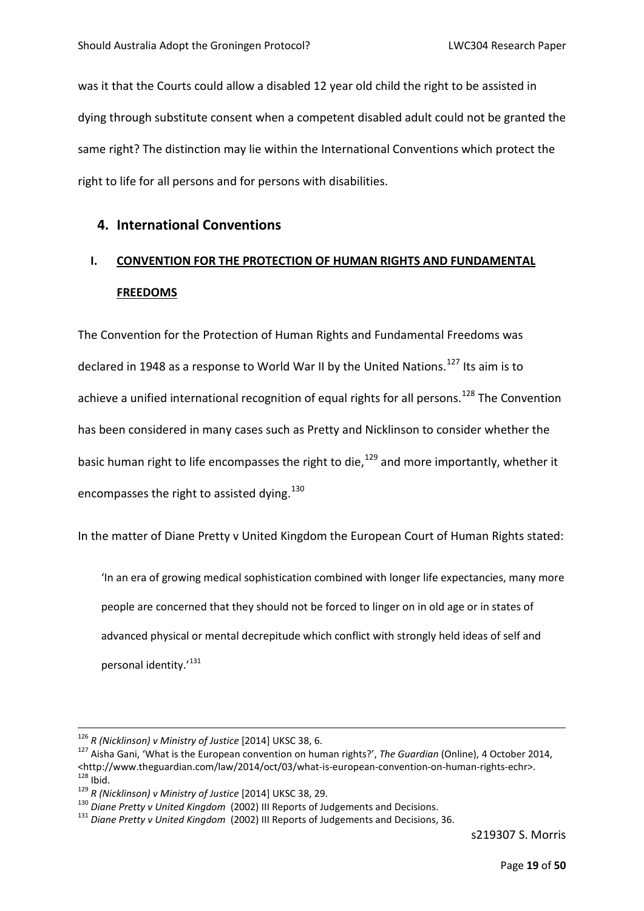was it that the Courts could allow a disabled 12 year old child the right to be assisted in dying through substitute consent when a competent disabled adult could not be granted the same right? The distinction may lie within the International Conventions which protect the right to life for all persons and for persons with disabilities.

## 4. International Conventions

### I. CONVENTION FOR THE PROTECTION OF HUMAN RIGHTS AND FUNDAMENTAL FREEDOMS

The Convention for the Protection of Human Rights and Fundamental Freedoms was declared in 1948 as a response to World War II by the United Nations.[127] Its aim is to achieve a unified international recognition of equal rights for all persons.[128] The Convention has been considered in many cases such as Pretty and Nicklinson to consider whether the basic human right to life encompasses the right to die,[129] and more importantly, whether it encompasses the right to assisted dying.[130]

In the matter of Diane Pretty v United Kingdom the European Court of Human Rights stated:

> 'In an era of growing medical sophistication combined with longer life expectancies, many more people are concerned that they should not be forced to linger on in old age or in states of advanced physical or mental decrepitude which conflict with strongly held ideas of self and personal identity.'[131]

---

[126] *R (Nicklinson) v Ministry of Justice* [2014] UKSC 38, 6.

[127] Aisha Gani, 'What is the European convention on human rights?', *The Guardian* (Online), 4 October 2014, <http://www.theguardian.com/law/2014/oct/03/what-is-european-convention-on-human-rights-echr>.

[128] Ibid.

[129] *R (Nicklinson) v Ministry of Justice* [2014] UKSC 38, 29.

[130] *Diane Pretty v United Kingdom* (2002) III Reports of Judgements and Decisions.

[131] *Diane Pretty v United Kingdom* (2002) III Reports of Judgements and Decisions, 36.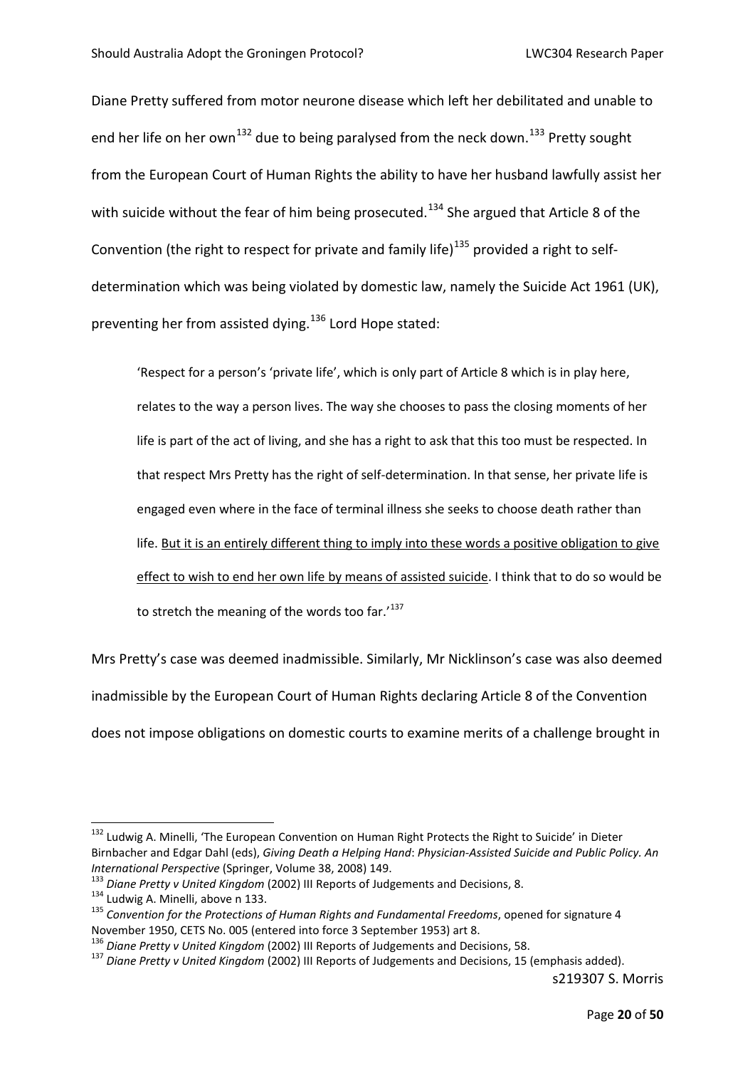Diane Pretty suffered from motor neurone disease which left her debilitated and unable to end her life on her own[132] due to being paralysed from the neck down.[133] Pretty sought from the European Court of Human Rights the ability to have her husband lawfully assist her with suicide without the fear of him being prosecuted.[134] She argued that Article 8 of the Convention (the right to respect for private and family life)[135] provided a right to self-determination which was being violated by domestic law, namely the Suicide Act 1961 (UK), preventing her from assisted dying.[136] Lord Hope stated:

> 'Respect for a person's 'private life', which is only part of Article 8 which is in play here, relates to the way a person lives. The way she chooses to pass the closing moments of her life is part of the act of living, and she has a right to ask that this too must be respected. In that respect Mrs Pretty has the right of self-determination. In that sense, her private life is engaged even where in the face of terminal illness she seeks to choose death rather than life. <u>But it is an entirely different thing to imply into these words a positive obligation to give effect to wish to end her own life by means of assisted suicide</u>. I think that to do so would be to stretch the meaning of the words too far.'[137]

Mrs Pretty's case was deemed inadmissible. Similarly, Mr Nicklinson's case was also deemed inadmissible by the European Court of Human Rights declaring Article 8 of the Convention does not impose obligations on domestic courts to examine merits of a challenge brought in

---

[132] Ludwig A. Minelli, 'The European Convention on Human Right Protects the Right to Suicide' in Dieter Birnbacher and Edgar Dahl (eds), *Giving Death a Helping Hand*: *Physician-Assisted Suicide and Public Policy. An International Perspective* (Springer, Volume 38, 2008) 149.

[133] *Diane Pretty v United Kingdom* (2002) III Reports of Judgements and Decisions, 8.

[134] Ludwig A. Minelli, above n 133.

[135] *Convention for the Protections of Human Rights and Fundamental Freedoms*, opened for signature 4 November 1950, CETS No. 005 (entered into force 3 September 1953) art 8.

[136] *Diane Pretty v United Kingdom* (2002) III Reports of Judgements and Decisions, 58.

[137] *Diane Pretty v United Kingdom* (2002) III Reports of Judgements and Decisions, 15 (emphasis added).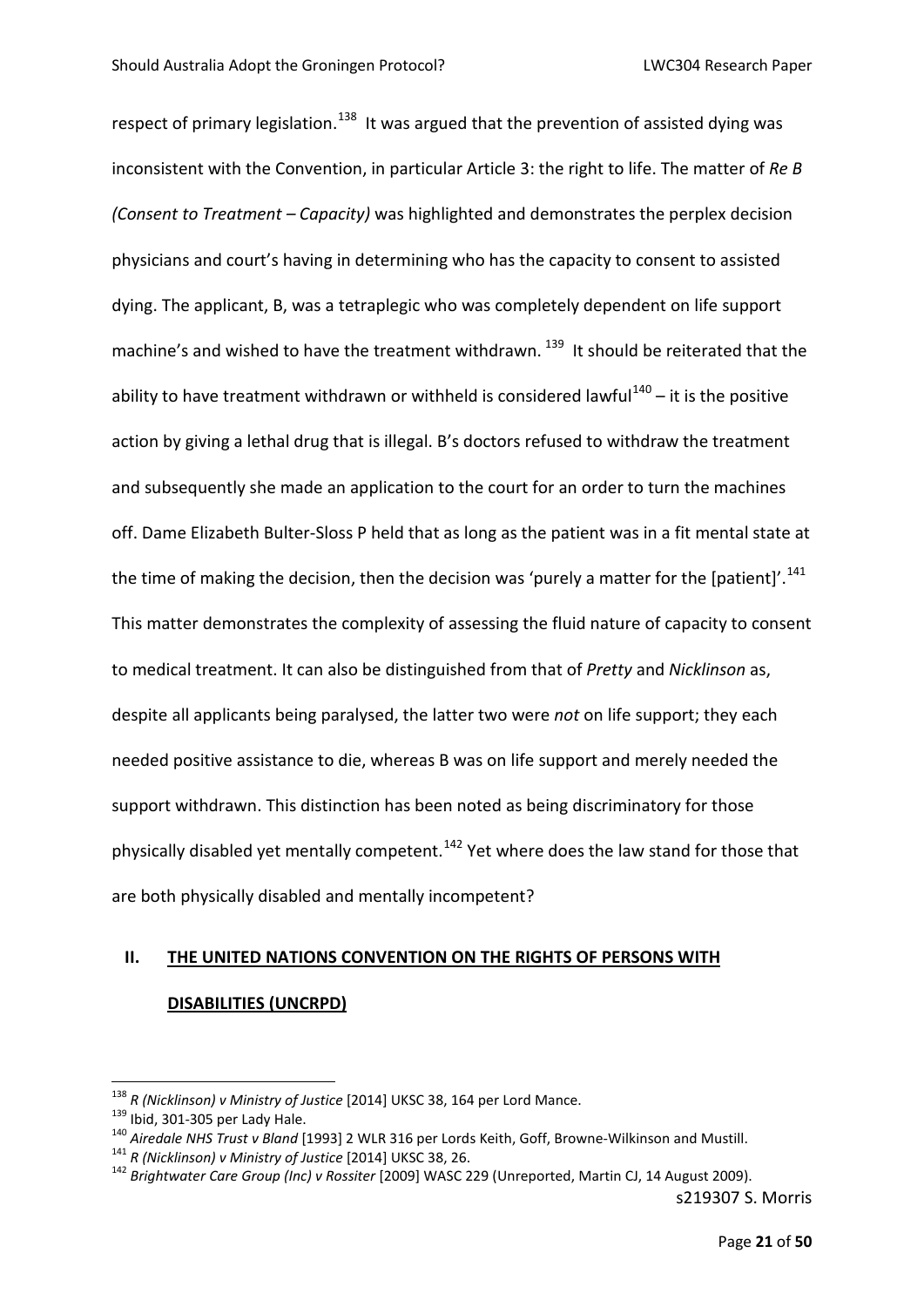respect of primary legislation.[138] It was argued that the prevention of assisted dying was inconsistent with the Convention, in particular Article 3: the right to life. The matter of *Re B (Consent to Treatment – Capacity)* was highlighted and demonstrates the perplex decision physicians and court's having in determining who has the capacity to consent to assisted dying. The applicant, B, was a tetraplegic who was completely dependent on life support machine's and wished to have the treatment withdrawn. [139] It should be reiterated that the ability to have treatment withdrawn or withheld is considered lawful[140] – it is the positive action by giving a lethal drug that is illegal. B's doctors refused to withdraw the treatment and subsequently she made an application to the court for an order to turn the machines off. Dame Elizabeth Bulter-Sloss P held that as long as the patient was in a fit mental state at the time of making the decision, then the decision was 'purely a matter for the [patient]'.[141] This matter demonstrates the complexity of assessing the fluid nature of capacity to consent to medical treatment. It can also be distinguished from that of *Pretty* and *Nicklinson* as, despite all applicants being paralysed, the latter two were *not* on life support; they each needed positive assistance to die, whereas B was on life support and merely needed the support withdrawn. This distinction has been noted as being discriminatory for those physically disabled yet mentally competent.[142] Yet where does the law stand for those that are both physically disabled and mentally incompetent?

## II. <u>THE UNITED NATIONS CONVENTION ON THE RIGHTS OF PERSONS WITH DISABILITIES (UNCRPD)</u>

---

[138] *R (Nicklinson) v Ministry of Justice* [2014] UKSC 38, 164 per Lord Mance.

[139] Ibid, 301-305 per Lady Hale.

[140] *Airedale NHS Trust v Bland* [1993] 2 WLR 316 per Lords Keith, Goff, Browne-Wilkinson and Mustill.

[141] *R (Nicklinson) v Ministry of Justice* [2014] UKSC 38, 26.

[142] *Brightwater Care Group (Inc) v Rossiter* [2009] WASC 229 (Unreported, Martin CJ, 14 August 2009).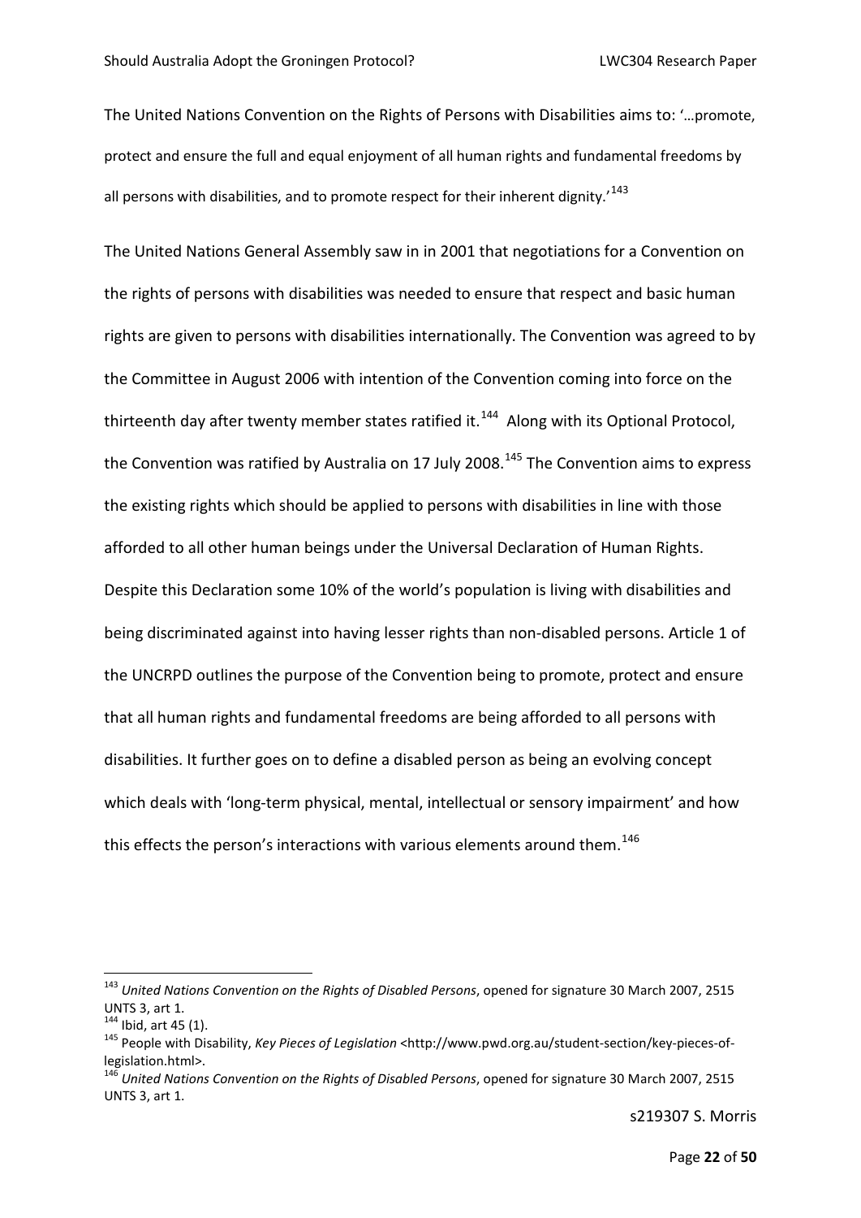The United Nations Convention on the Rights of Persons with Disabilities aims to: '…promote, protect and ensure the full and equal enjoyment of all human rights and fundamental freedoms by all persons with disabilities, and to promote respect for their inherent dignity.'[143]

The United Nations General Assembly saw in in 2001 that negotiations for a Convention on the rights of persons with disabilities was needed to ensure that respect and basic human rights are given to persons with disabilities internationally. The Convention was agreed to by the Committee in August 2006 with intention of the Convention coming into force on the thirteenth day after twenty member states ratified it.[144] Along with its Optional Protocol, the Convention was ratified by Australia on 17 July 2008.[145] The Convention aims to express the existing rights which should be applied to persons with disabilities in line with those afforded to all other human beings under the Universal Declaration of Human Rights. Despite this Declaration some 10% of the world's population is living with disabilities and being discriminated against into having lesser rights than non-disabled persons. Article 1 of the UNCRPD outlines the purpose of the Convention being to promote, protect and ensure that all human rights and fundamental freedoms are being afforded to all persons with disabilities. It further goes on to define a disabled person as being an evolving concept which deals with 'long-term physical, mental, intellectual or sensory impairment' and how this effects the person's interactions with various elements around them.[146]

---

[143] *United Nations Convention on the Rights of Disabled Persons*, opened for signature 30 March 2007, 2515 UNTS 3, art 1.

[144] Ibid, art 45 (1).

[145] People with Disability, *Key Pieces of Legislation* <http://www.pwd.org.au/student-section/key-pieces-of-legislation.html>.

[146] *United Nations Convention on the Rights of Disabled Persons*, opened for signature 30 March 2007, 2515 UNTS 3, art 1.

s219307 S. Morris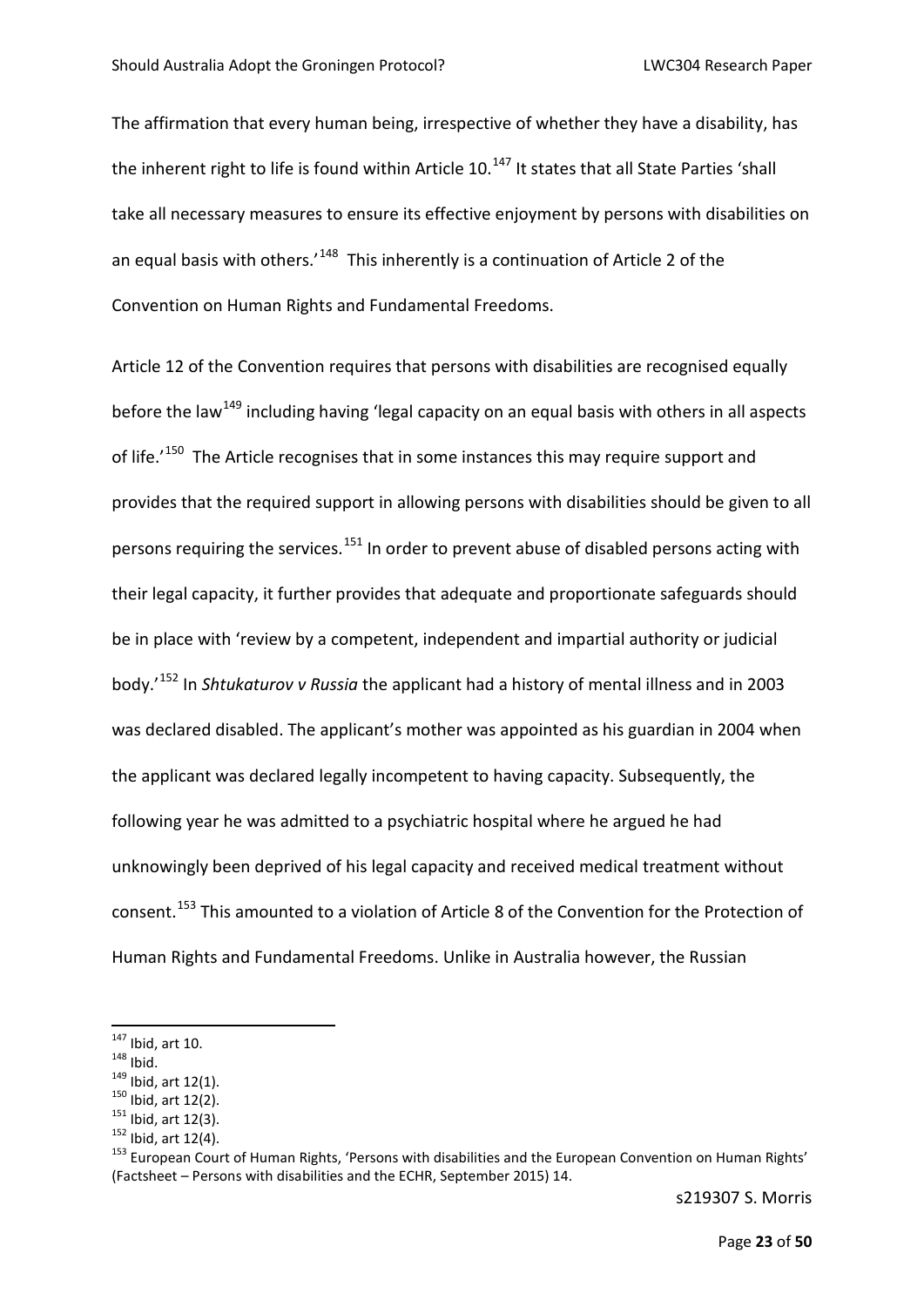The affirmation that every human being, irrespective of whether they have a disability, has the inherent right to life is found within Article 10.[147] It states that all State Parties 'shall take all necessary measures to ensure its effective enjoyment by persons with disabilities on an equal basis with others.'[148] This inherently is a continuation of Article 2 of the Convention on Human Rights and Fundamental Freedoms.

Article 12 of the Convention requires that persons with disabilities are recognised equally before the law[149] including having 'legal capacity on an equal basis with others in all aspects of life.'[150] The Article recognises that in some instances this may require support and provides that the required support in allowing persons with disabilities should be given to all persons requiring the services.[151] In order to prevent abuse of disabled persons acting with their legal capacity, it further provides that adequate and proportionate safeguards should be in place with 'review by a competent, independent and impartial authority or judicial body.'[152] In *Shtukaturov v Russia* the applicant had a history of mental illness and in 2003 was declared disabled. The applicant's mother was appointed as his guardian in 2004 when the applicant was declared legally incompetent to having capacity. Subsequently, the following year he was admitted to a psychiatric hospital where he argued he had unknowingly been deprived of his legal capacity and received medical treatment without consent.[153] This amounted to a violation of Article 8 of the Convention for the Protection of Human Rights and Fundamental Freedoms. Unlike in Australia however, the Russian

---

[147] Ibid, art 10.
[148] Ibid.
[149] Ibid, art 12(1).
[150] Ibid, art 12(2).
[151] Ibid, art 12(3).
[152] Ibid, art 12(4).
[153] European Court of Human Rights, 'Persons with disabilities and the European Convention on Human Rights' (Factsheet – Persons with disabilities and the ECHR, September 2015) 14.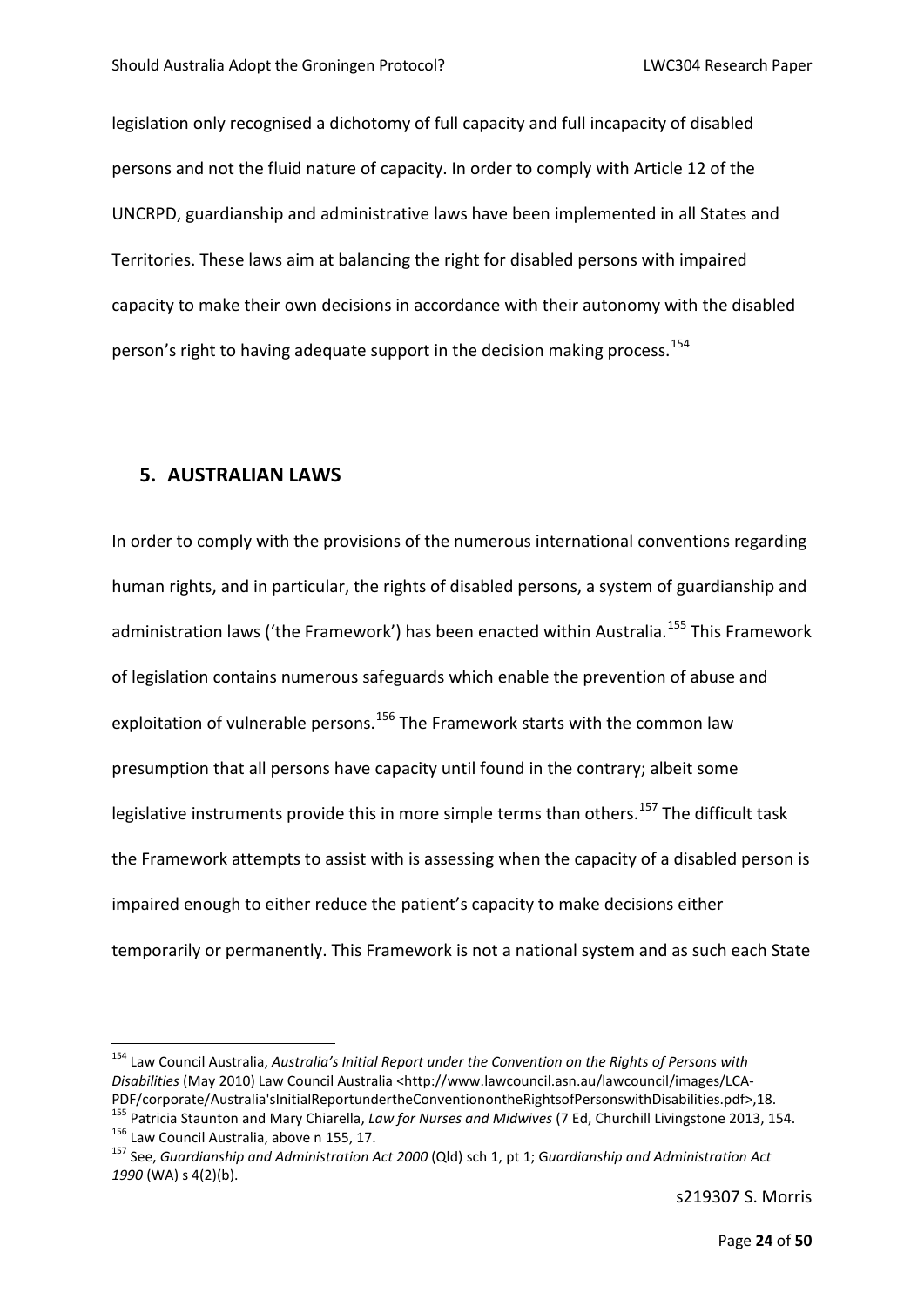legislation only recognised a dichotomy of full capacity and full incapacity of disabled persons and not the fluid nature of capacity. In order to comply with Article 12 of the UNCRPD, guardianship and administrative laws have been implemented in all States and Territories. These laws aim at balancing the right for disabled persons with impaired capacity to make their own decisions in accordance with their autonomy with the disabled person's right to having adequate support in the decision making process.[154]

## 5. AUSTRALIAN LAWS

In order to comply with the provisions of the numerous international conventions regarding human rights, and in particular, the rights of disabled persons, a system of guardianship and administration laws ('the Framework') has been enacted within Australia.[155] This Framework of legislation contains numerous safeguards which enable the prevention of abuse and exploitation of vulnerable persons.[156] The Framework starts with the common law presumption that all persons have capacity until found in the contrary; albeit some legislative instruments provide this in more simple terms than others.[157] The difficult task the Framework attempts to assist with is assessing when the capacity of a disabled person is impaired enough to either reduce the patient's capacity to make decisions either temporarily or permanently. This Framework is not a national system and as such each State

---

[154] Law Council Australia, *Australia's Initial Report under the Convention on the Rights of Persons with Disabilities* (May 2010) Law Council Australia <http://www.lawcouncil.asn.au/lawcouncil/images/LCA-PDF/corporate/Australia'sInitialReportundertheConventionontheRightsofPersonswithDisabilities.pdf>,18.

[155] Patricia Staunton and Mary Chiarella, *Law for Nurses and Midwives* (7 Ed, Churchill Livingstone 2013, 154.

[156] Law Council Australia, above n 155, 17.

[157] See, *Guardianship and Administration Act 2000* (Qld) sch 1, pt 1; G*uardianship and Administration Act 1990* (WA) s 4(2)(b).

s219307 S. Morris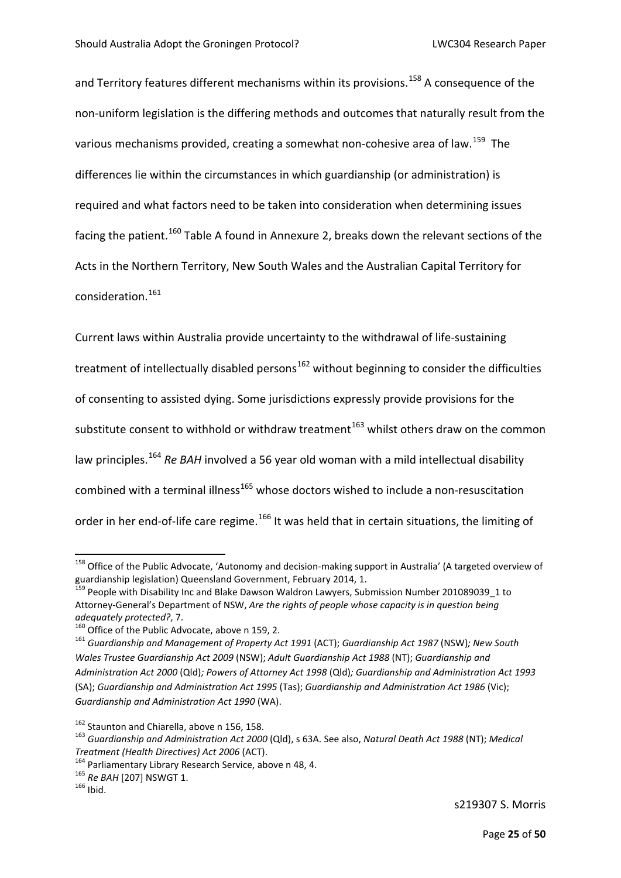and Territory features different mechanisms within its provisions.[158] A consequence of the non-uniform legislation is the differing methods and outcomes that naturally result from the various mechanisms provided, creating a somewhat non-cohesive area of law.[159] The differences lie within the circumstances in which guardianship (or administration) is required and what factors need to be taken into consideration when determining issues facing the patient.[160] Table A found in Annexure 2, breaks down the relevant sections of the Acts in the Northern Territory, New South Wales and the Australian Capital Territory for consideration.[161]

Current laws within Australia provide uncertainty to the withdrawal of life-sustaining treatment of intellectually disabled persons[162] without beginning to consider the difficulties of consenting to assisted dying. Some jurisdictions expressly provide provisions for the substitute consent to withhold or withdraw treatment[163] whilst others draw on the common law principles.[164] *Re BAH* involved a 56 year old woman with a mild intellectual disability combined with a terminal illness[165] whose doctors wished to include a non-resuscitation order in her end-of-life care regime.[166] It was held that in certain situations, the limiting of

---

[158] Office of the Public Advocate, 'Autonomy and decision-making support in Australia' (A targeted overview of guardianship legislation) Queensland Government, February 2014, 1.

[159] People with Disability Inc and Blake Dawson Waldron Lawyers, Submission Number 201089039_1 to Attorney-General's Department of NSW, *Are the rights of people whose capacity is in question being adequately protected?*, 7.

[160] Office of the Public Advocate, above n 159, 2.

[161] *Guardianship and Management of Property Act 1991* (ACT); *Guardianship Act 1987* (NSW)*; New South Wales Trustee Guardianship Act 2009* (NSW); *Adult Guardianship Act 1988* (NT); *Guardianship and Administration Act 2000* (Qld)*; Powers of Attorney Act 1998* (Qld)*; Guardianship and Administration Act 1993* (SA); *Guardianship and Administration Act 1995* (Tas); *Guardianship and Administration Act 1986* (Vic); *Guardianship and Administration Act 1990* (WA).

[162] Staunton and Chiarella, above n 156, 158.

[163] *Guardianship and Administration Act 2000* (Qld), s 63A. See also, *Natural Death Act 1988* (NT); *Medical Treatment (Health Directives) Act 2006* (ACT).

[164] Parliamentary Library Research Service, above n 48, 4.

[165] *Re BAH* [207] NSWGT 1.

[166] Ibid.

s219307 S. Morris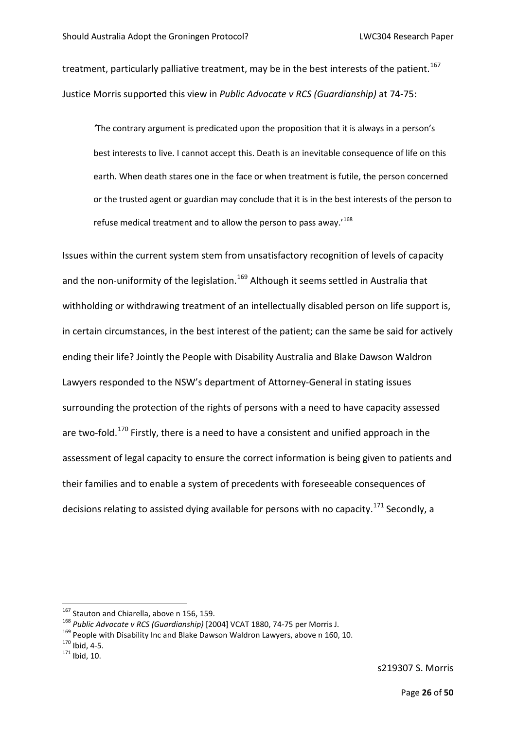treatment, particularly palliative treatment, may be in the best interests of the patient.[167] Justice Morris supported this view in *Public Advocate v RCS (Guardianship)* at 74-75:

> *'*The contrary argument is predicated upon the proposition that it is always in a person's best interests to live. I cannot accept this. Death is an inevitable consequence of life on this earth. When death stares one in the face or when treatment is futile, the person concerned or the trusted agent or guardian may conclude that it is in the best interests of the person to refuse medical treatment and to allow the person to pass away.'[168]

Issues within the current system stem from unsatisfactory recognition of levels of capacity and the non-uniformity of the legislation.[169] Although it seems settled in Australia that withholding or withdrawing treatment of an intellectually disabled person on life support is, in certain circumstances, in the best interest of the patient; can the same be said for actively ending their life? Jointly the People with Disability Australia and Blake Dawson Waldron Lawyers responded to the NSW's department of Attorney-General in stating issues surrounding the protection of the rights of persons with a need to have capacity assessed are two-fold.[170] Firstly, there is a need to have a consistent and unified approach in the assessment of legal capacity to ensure the correct information is being given to patients and their families and to enable a system of precedents with foreseeable consequences of decisions relating to assisted dying available for persons with no capacity.[171] Secondly, a

---

[167] Stauton and Chiarella, above n 156, 159.

[168] *Public Advocate v RCS (Guardianship)* [2004] VCAT 1880, 74-75 per Morris J.

[169] People with Disability Inc and Blake Dawson Waldron Lawyers, above n 160, 10.

[170] Ibid, 4-5.

[171] Ibid, 10.

s219307 S. Morris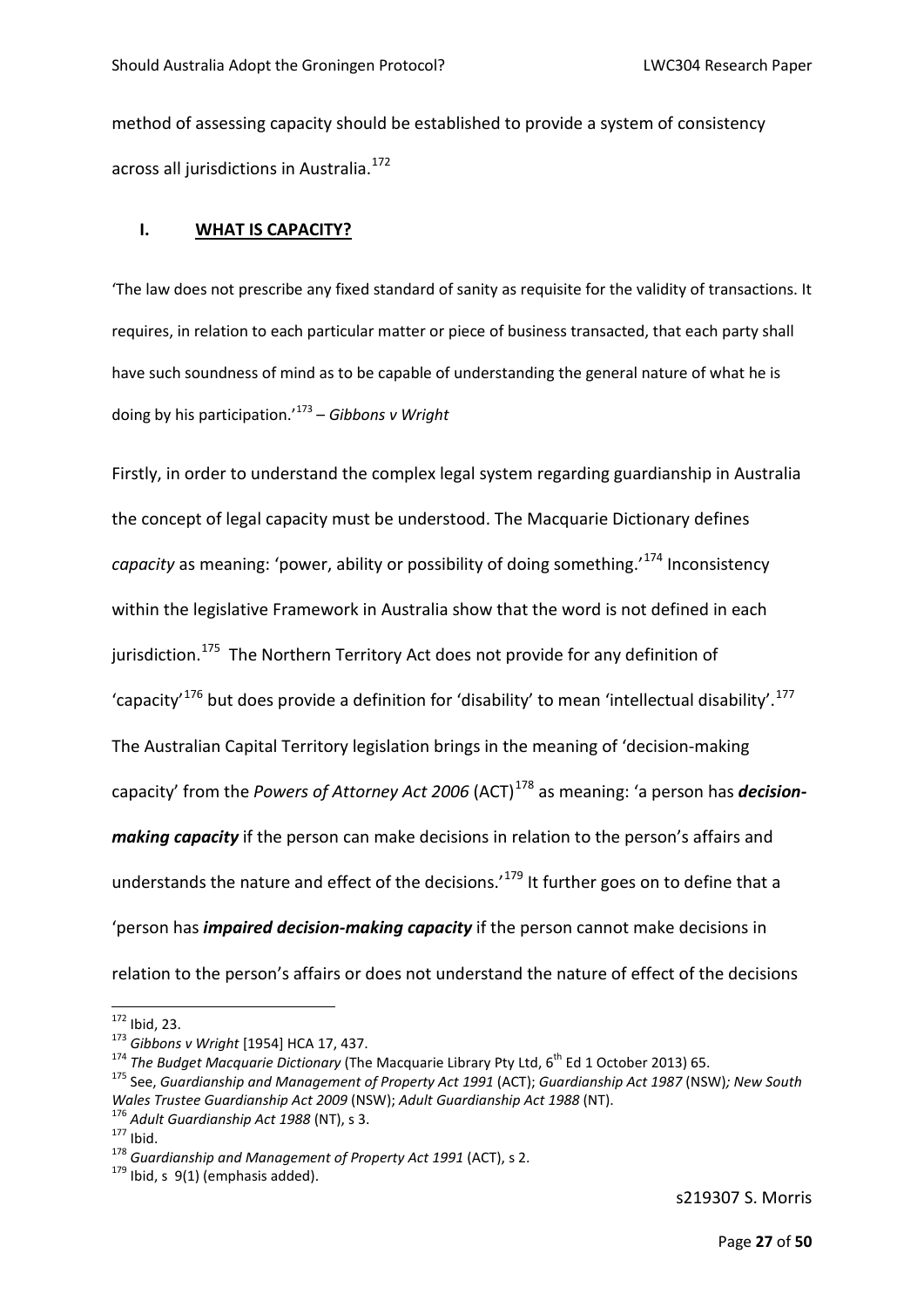method of assessing capacity should be established to provide a system of consistency across all jurisdictions in Australia.[172]

## I. **WHAT IS CAPACITY?**

'The law does not prescribe any fixed standard of sanity as requisite for the validity of transactions. It requires, in relation to each particular matter or piece of business transacted, that each party shall have such soundness of mind as to be capable of understanding the general nature of what he is doing by his participation.'[173] – *Gibbons v Wright*

Firstly, in order to understand the complex legal system regarding guardianship in Australia the concept of legal capacity must be understood. The Macquarie Dictionary defines *capacity* as meaning: 'power, ability or possibility of doing something.'[174] Inconsistency within the legislative Framework in Australia show that the word is not defined in each jurisdiction.[175] The Northern Territory Act does not provide for any definition of 'capacity'[176] but does provide a definition for 'disability' to mean 'intellectual disability'.[177] The Australian Capital Territory legislation brings in the meaning of 'decision-making capacity' from the *Powers of Attorney Act 2006* (ACT)[178] as meaning: 'a person has ***decision-making capacity*** if the person can make decisions in relation to the person's affairs and understands the nature and effect of the decisions.'[179] It further goes on to define that a 'person has ***impaired decision-making capacity*** if the person cannot make decisions in relation to the person's affairs or does not understand the nature of effect of the decisions

---

[172] Ibid, 23.

[173] *Gibbons v Wright* [1954] HCA 17, 437.

[174] *The Budget Macquarie Dictionary* (The Macquarie Library Pty Ltd, 6th Ed 1 October 2013) 65.

[175] See, *Guardianship and Management of Property Act 1991* (ACT); *Guardianship Act 1987* (NSW)*; New South Wales Trustee Guardianship Act 2009* (NSW); *Adult Guardianship Act 1988* (NT).

[176] *Adult Guardianship Act 1988* (NT), s 3.

[177] Ibid.

[178] *Guardianship and Management of Property Act 1991* (ACT), s 2.

[179] Ibid, s 9(1) (emphasis added).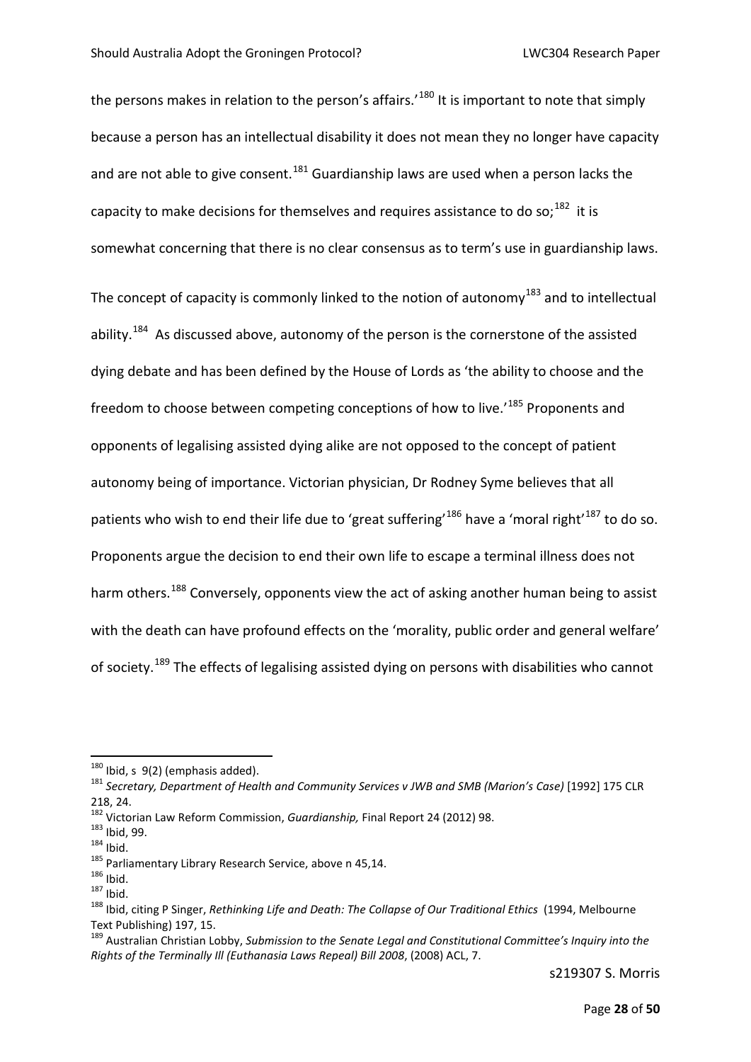the persons makes in relation to the person's affairs.'[180] It is important to note that simply because a person has an intellectual disability it does not mean they no longer have capacity and are not able to give consent.[181] Guardianship laws are used when a person lacks the capacity to make decisions for themselves and requires assistance to do so;[182] it is somewhat concerning that there is no clear consensus as to term's use in guardianship laws.

The concept of capacity is commonly linked to the notion of autonomy[183] and to intellectual ability.[184] As discussed above, autonomy of the person is the cornerstone of the assisted dying debate and has been defined by the House of Lords as 'the ability to choose and the freedom to choose between competing conceptions of how to live.'[185] Proponents and opponents of legalising assisted dying alike are not opposed to the concept of patient autonomy being of importance. Victorian physician, Dr Rodney Syme believes that all patients who wish to end their life due to 'great suffering'[186] have a 'moral right'[187] to do so. Proponents argue the decision to end their own life to escape a terminal illness does not harm others.[188] Conversely, opponents view the act of asking another human being to assist with the death can have profound effects on the 'morality, public order and general welfare' of society.[189] The effects of legalising assisted dying on persons with disabilities who cannot

---

[180] Ibid, s 9(2) (emphasis added).

[181] *Secretary, Department of Health and Community Services v JWB and SMB (Marion's Case)* [1992] 175 CLR 218, 24.

[182] Victorian Law Reform Commission, *Guardianship,* Final Report 24 (2012) 98.

[183] Ibid, 99.

[184] Ibid.

[185] Parliamentary Library Research Service, above n 45,14.

[186] Ibid.

[187] Ibid.

[188] Ibid, citing P Singer, *Rethinking Life and Death: The Collapse of Our Traditional Ethics* (1994, Melbourne Text Publishing) 197, 15.

[189] Australian Christian Lobby, *Submission to the Senate Legal and Constitutional Committee's Inquiry into the Rights of the Terminally Ill (Euthanasia Laws Repeal) Bill 2008*, (2008) ACL, 7.

s219307 S. Morris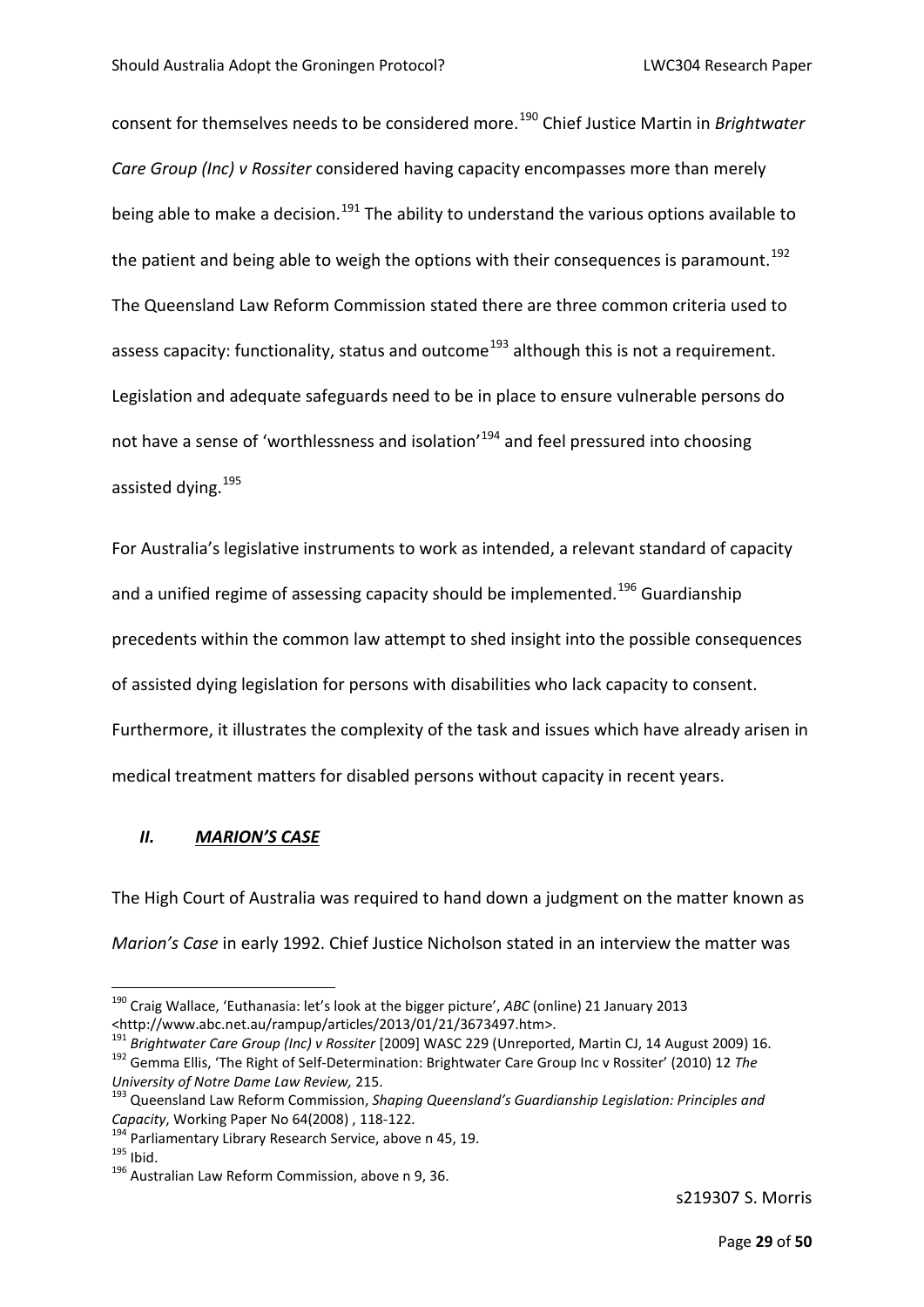consent for themselves needs to be considered more.[190] Chief Justice Martin in *Brightwater Care Group (Inc) v Rossiter* considered having capacity encompasses more than merely being able to make a decision.[191] The ability to understand the various options available to the patient and being able to weigh the options with their consequences is paramount.[192] The Queensland Law Reform Commission stated there are three common criteria used to assess capacity: functionality, status and outcome[193] although this is not a requirement. Legislation and adequate safeguards need to be in place to ensure vulnerable persons do not have a sense of 'worthlessness and isolation'[194] and feel pressured into choosing assisted dying.[195]

For Australia's legislative instruments to work as intended, a relevant standard of capacity and a unified regime of assessing capacity should be implemented.[196] Guardianship precedents within the common law attempt to shed insight into the possible consequences of assisted dying legislation for persons with disabilities who lack capacity to consent. Furthermore, it illustrates the complexity of the task and issues which have already arisen in medical treatment matters for disabled persons without capacity in recent years.

## *II. MARION'S CASE*

The High Court of Australia was required to hand down a judgment on the matter known as *Marion's Case* in early 1992. Chief Justice Nicholson stated in an interview the matter was

---

[190] Craig Wallace, 'Euthanasia: let's look at the bigger picture', *ABC* (online) 21 January 2013 <http://www.abc.net.au/rampup/articles/2013/01/21/3673497.htm>.

[191] *Brightwater Care Group (Inc) v Rossiter* [2009] WASC 229 (Unreported, Martin CJ, 14 August 2009) 16.

[192] Gemma Ellis, 'The Right of Self-Determination: Brightwater Care Group Inc v Rossiter' (2010) 12 *The University of Notre Dame Law Review,* 215.

[193] Queensland Law Reform Commission, *Shaping Queensland's Guardianship Legislation: Principles and Capacity*, Working Paper No 64(2008) , 118-122.

[194] Parliamentary Library Research Service, above n 45, 19.

[195] Ibid.

[196] Australian Law Reform Commission, above n 9, 36.

s219307 S. Morris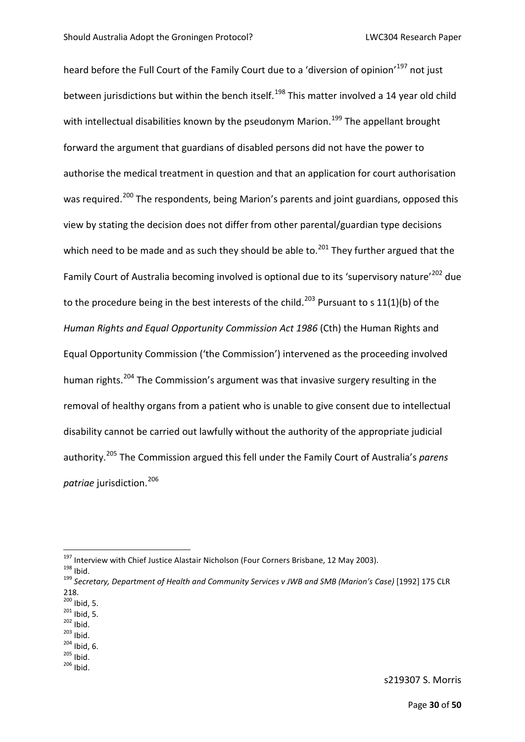heard before the Full Court of the Family Court due to a 'diversion of opinion'[197] not just between jurisdictions but within the bench itself.[198] This matter involved a 14 year old child with intellectual disabilities known by the pseudonym Marion.[199] The appellant brought forward the argument that guardians of disabled persons did not have the power to authorise the medical treatment in question and that an application for court authorisation was required.[200] The respondents, being Marion's parents and joint guardians, opposed this view by stating the decision does not differ from other parental/guardian type decisions which need to be made and as such they should be able to.[201] They further argued that the Family Court of Australia becoming involved is optional due to its 'supervisory nature'[202] due to the procedure being in the best interests of the child.[203] Pursuant to s 11(1)(b) of the *Human Rights and Equal Opportunity Commission Act 1986* (Cth) the Human Rights and Equal Opportunity Commission ('the Commission') intervened as the proceeding involved human rights.[204] The Commission's argument was that invasive surgery resulting in the removal of healthy organs from a patient who is unable to give consent due to intellectual disability cannot be carried out lawfully without the authority of the appropriate judicial authority.[205] The Commission argued this fell under the Family Court of Australia's *parens patriae* jurisdiction.[206]

---

[197] Interview with Chief Justice Alastair Nicholson (Four Corners Brisbane, 12 May 2003).
[198] Ibid.
[199] *Secretary, Department of Health and Community Services v JWB and SMB (Marion's Case)* [1992] 175 CLR 218.
[200] Ibid, 5.
[201] Ibid, 5.
[202] Ibid.
[203] Ibid.
[204] Ibid, 6.
[205] Ibid.
[206] Ibid.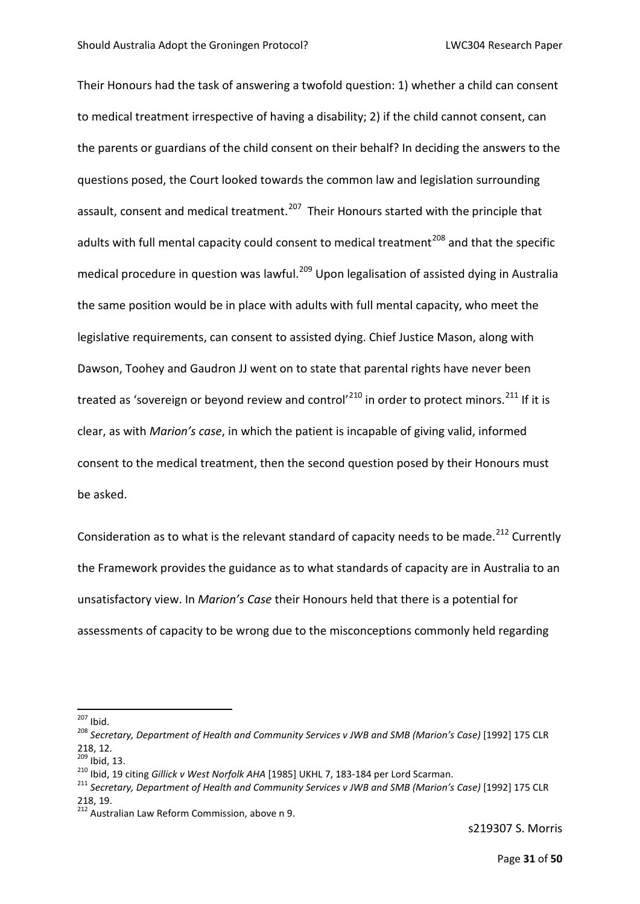Their Honours had the task of answering a twofold question: 1) whether a child can consent to medical treatment irrespective of having a disability; 2) if the child cannot consent, can the parents or guardians of the child consent on their behalf? In deciding the answers to the questions posed, the Court looked towards the common law and legislation surrounding assault, consent and medical treatment.[207] Their Honours started with the principle that adults with full mental capacity could consent to medical treatment[208] and that the specific medical procedure in question was lawful.[209] Upon legalisation of assisted dying in Australia the same position would be in place with adults with full mental capacity, who meet the legislative requirements, can consent to assisted dying. Chief Justice Mason, along with Dawson, Toohey and Gaudron JJ went on to state that parental rights have never been treated as 'sovereign or beyond review and control'[210] in order to protect minors.[211] If it is clear, as with *Marion's case*, in which the patient is incapable of giving valid, informed consent to the medical treatment, then the second question posed by their Honours must be asked.

Consideration as to what is the relevant standard of capacity needs to be made.[212] Currently the Framework provides the guidance as to what standards of capacity are in Australia to an unsatisfactory view. In *Marion's Case* their Honours held that there is a potential for assessments of capacity to be wrong due to the misconceptions commonly held regarding

---

[207] Ibid.

[208] *Secretary, Department of Health and Community Services v JWB and SMB (Marion's Case)* [1992] 175 CLR 218, 12.

[209] Ibid, 13.

[210] Ibid, 19 citing *Gillick v West Norfolk AHA* [1985] UKHL 7, 183-184 per Lord Scarman.

[211] *Secretary, Department of Health and Community Services v JWB and SMB (Marion's Case)* [1992] 175 CLR 218, 19.

[212] Australian Law Reform Commission, above n 9.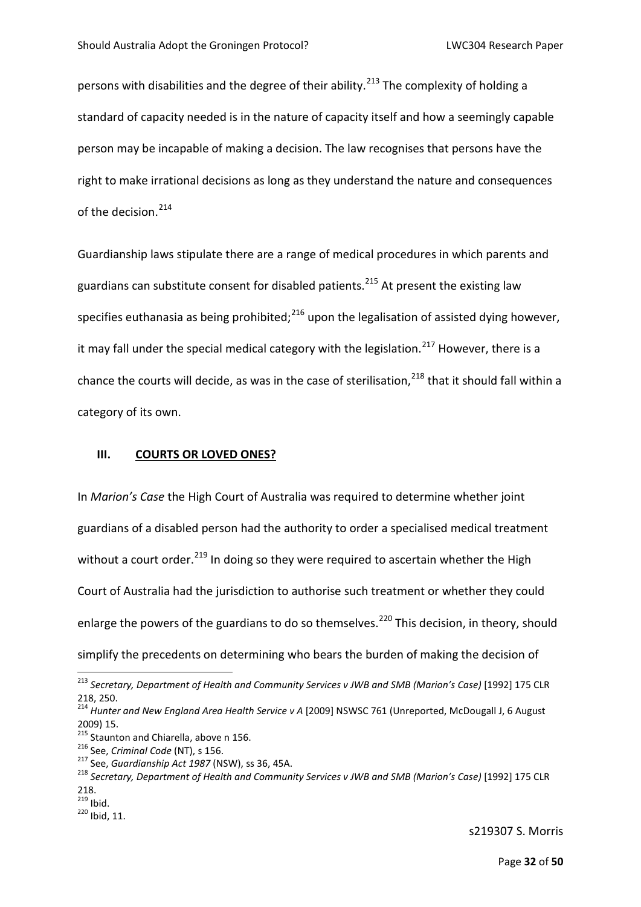persons with disabilities and the degree of their ability.[213] The complexity of holding a standard of capacity needed is in the nature of capacity itself and how a seemingly capable person may be incapable of making a decision. The law recognises that persons have the right to make irrational decisions as long as they understand the nature and consequences of the decision.[214]

Guardianship laws stipulate there are a range of medical procedures in which parents and guardians can substitute consent for disabled patients.[215] At present the existing law specifies euthanasia as being prohibited;[216] upon the legalisation of assisted dying however, it may fall under the special medical category with the legislation.[217] However, there is a chance the courts will decide, as was in the case of sterilisation,[218] that it should fall within a category of its own.

## III. COURTS OR LOVED ONES?

In *Marion's Case* the High Court of Australia was required to determine whether joint guardians of a disabled person had the authority to order a specialised medical treatment without a court order.[219] In doing so they were required to ascertain whether the High Court of Australia had the jurisdiction to authorise such treatment or whether they could enlarge the powers of the guardians to do so themselves.[220] This decision, in theory, should simplify the precedents on determining who bears the burden of making the decision of

---

[213] *Secretary, Department of Health and Community Services v JWB and SMB (Marion's Case)* [1992] 175 CLR 218, 250.

[214] *Hunter and New England Area Health Service v A* [2009] NSWSC 761 (Unreported, McDougall J, 6 August 2009) 15.

[215] Staunton and Chiarella, above n 156.

[216] See, *Criminal Code* (NT), s 156.

[217] See, *Guardianship Act 1987* (NSW), ss 36, 45A.

[218] *Secretary, Department of Health and Community Services v JWB and SMB (Marion's Case)* [1992] 175 CLR 218.

[219] Ibid.

[220] Ibid, 11.

s219307 S. Morris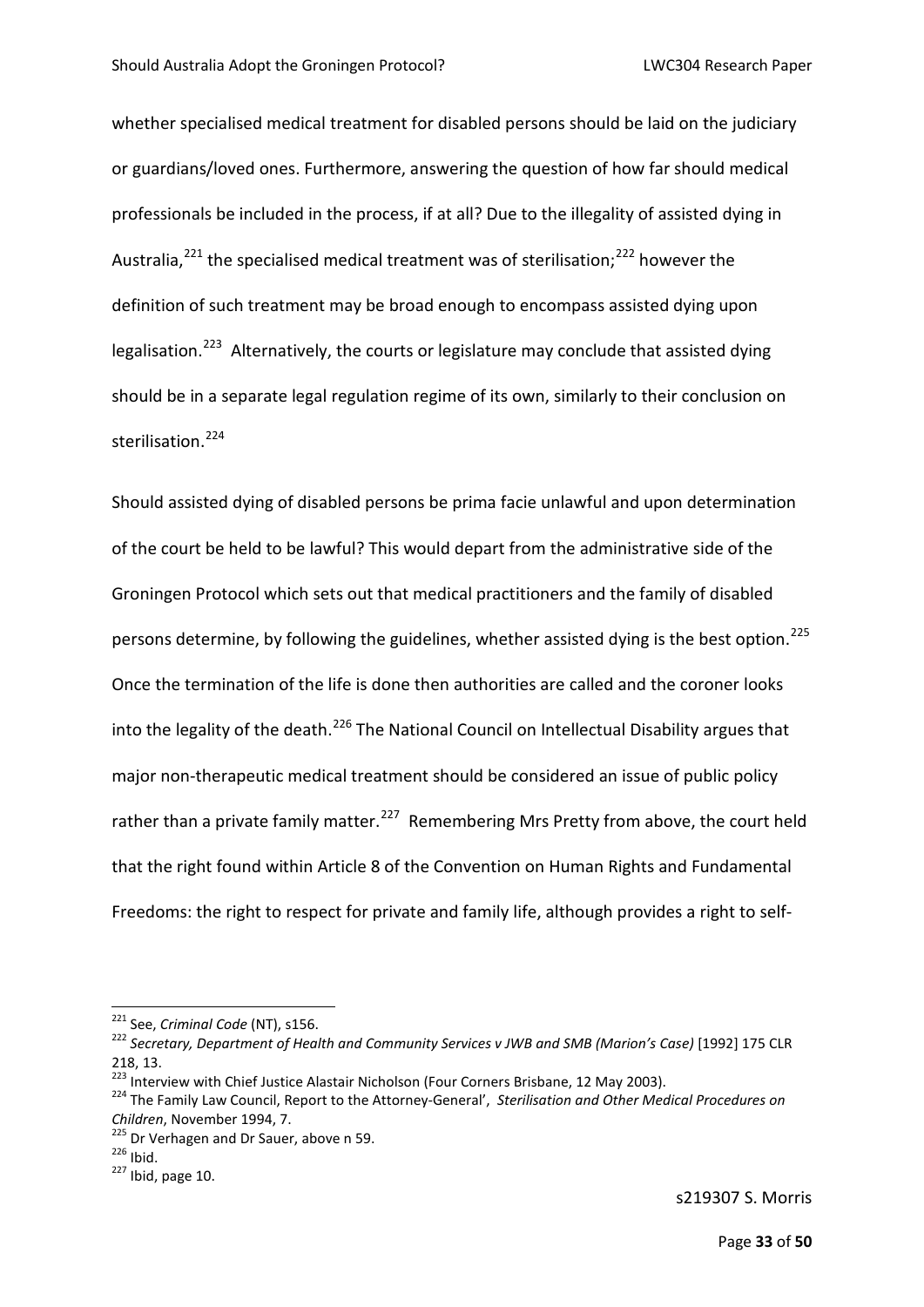whether specialised medical treatment for disabled persons should be laid on the judiciary or guardians/loved ones. Furthermore, answering the question of how far should medical professionals be included in the process, if at all? Due to the illegality of assisted dying in Australia,[221] the specialised medical treatment was of sterilisation;[222] however the definition of such treatment may be broad enough to encompass assisted dying upon legalisation.[223] Alternatively, the courts or legislature may conclude that assisted dying should be in a separate legal regulation regime of its own, similarly to their conclusion on sterilisation.[224]

Should assisted dying of disabled persons be prima facie unlawful and upon determination of the court be held to be lawful? This would depart from the administrative side of the Groningen Protocol which sets out that medical practitioners and the family of disabled persons determine, by following the guidelines, whether assisted dying is the best option.[225] Once the termination of the life is done then authorities are called and the coroner looks into the legality of the death.[226] The National Council on Intellectual Disability argues that major non-therapeutic medical treatment should be considered an issue of public policy rather than a private family matter.[227] Remembering Mrs Pretty from above, the court held that the right found within Article 8 of the Convention on Human Rights and Fundamental Freedoms: the right to respect for private and family life, although provides a right to self-

---

[221] See, *Criminal Code* (NT), s156.

[222] *Secretary, Department of Health and Community Services v JWB and SMB (Marion's Case)* [1992] 175 CLR 218, 13.

[223] Interview with Chief Justice Alastair Nicholson (Four Corners Brisbane, 12 May 2003).

[224] The Family Law Council, Report to the Attorney-General', *Sterilisation and Other Medical Procedures on Children*, November 1994, 7.

[225] Dr Verhagen and Dr Sauer, above n 59.

[226] Ibid.

[227] Ibid, page 10.

s219307 S. Morris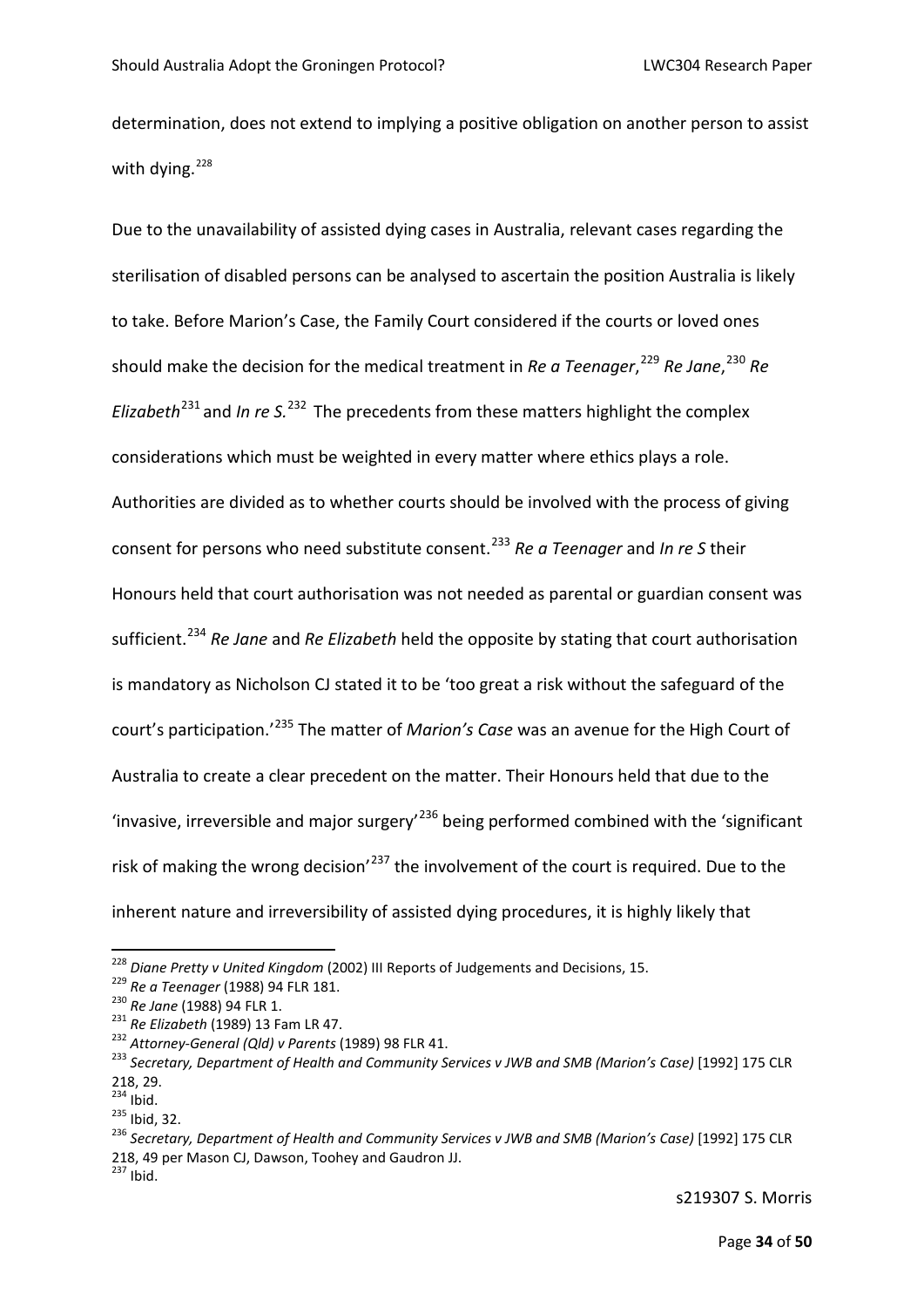determination, does not extend to implying a positive obligation on another person to assist with dying.[228]

Due to the unavailability of assisted dying cases in Australia, relevant cases regarding the sterilisation of disabled persons can be analysed to ascertain the position Australia is likely to take. Before Marion's Case, the Family Court considered if the courts or loved ones should make the decision for the medical treatment in *Re a Teenager*,[229] *Re Jane*,[230] *Re Elizabeth*[231] and *In re S.*[232] The precedents from these matters highlight the complex considerations which must be weighted in every matter where ethics plays a role. Authorities are divided as to whether courts should be involved with the process of giving consent for persons who need substitute consent.[233] *Re a Teenager* and *In re S* their Honours held that court authorisation was not needed as parental or guardian consent was sufficient.[234] *Re Jane* and *Re Elizabeth* held the opposite by stating that court authorisation is mandatory as Nicholson CJ stated it to be 'too great a risk without the safeguard of the court's participation.'[235] The matter of *Marion's Case* was an avenue for the High Court of Australia to create a clear precedent on the matter. Their Honours held that due to the 'invasive, irreversible and major surgery'[236] being performed combined with the 'significant risk of making the wrong decision'[237] the involvement of the court is required. Due to the inherent nature and irreversibility of assisted dying procedures, it is highly likely that

---

[228] *Diane Pretty v United Kingdom* (2002) III Reports of Judgements and Decisions, 15.

[229] *Re a Teenager* (1988) 94 FLR 181.

[230] *Re Jane* (1988) 94 FLR 1.

[231] *Re Elizabeth* (1989) 13 Fam LR 47.

[232] *Attorney-General (Qld) v Parents* (1989) 98 FLR 41.

[233] *Secretary, Department of Health and Community Services v JWB and SMB (Marion's Case)* [1992] 175 CLR 218, 29.

[234] Ibid.

[235] Ibid, 32.

[236] *Secretary, Department of Health and Community Services v JWB and SMB (Marion's Case)* [1992] 175 CLR 218, 49 per Mason CJ, Dawson, Toohey and Gaudron JJ.

[237] Ibid.

s219307 S. Morris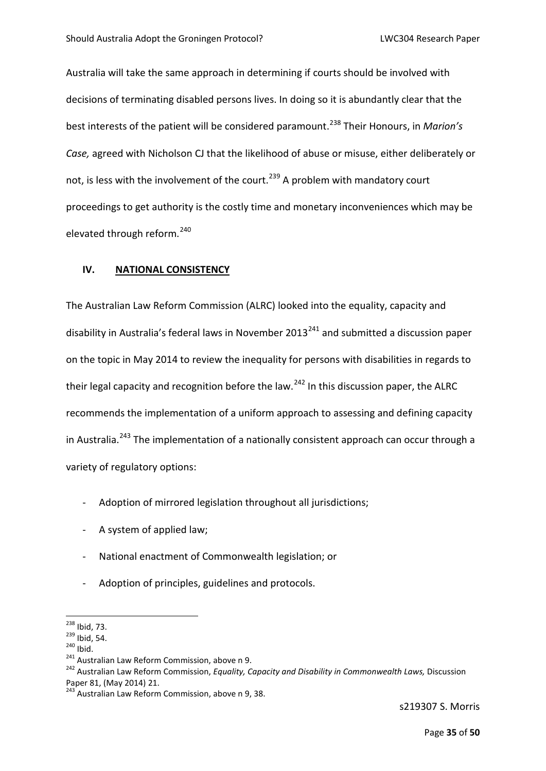Australia will take the same approach in determining if courts should be involved with decisions of terminating disabled persons lives. In doing so it is abundantly clear that the best interests of the patient will be considered paramount.[238] Their Honours, in *Marion's Case,* agreed with Nicholson CJ that the likelihood of abuse or misuse, either deliberately or not, is less with the involvement of the court.[239] A problem with mandatory court proceedings to get authority is the costly time and monetary inconveniences which may be elevated through reform.[240]

## IV. <u>NATIONAL CONSISTENCY</u>

The Australian Law Reform Commission (ALRC) looked into the equality, capacity and disability in Australia's federal laws in November 2013[241] and submitted a discussion paper on the topic in May 2014 to review the inequality for persons with disabilities in regards to their legal capacity and recognition before the law.[242] In this discussion paper, the ALRC recommends the implementation of a uniform approach to assessing and defining capacity in Australia.[243] The implementation of a nationally consistent approach can occur through a variety of regulatory options:

- Adoption of mirrored legislation throughout all jurisdictions;
- A system of applied law;
- National enactment of Commonwealth legislation; or
- Adoption of principles, guidelines and protocols.

---

[238] Ibid, 73.

[239] Ibid, 54.

[240] Ibid.

[241] Australian Law Reform Commission, above n 9.

[242] Australian Law Reform Commission, *Equality, Capacity and Disability in Commonwealth Laws,* Discussion Paper 81, (May 2014) 21.

[243] Australian Law Reform Commission, above n 9, 38.

s219307 S. Morris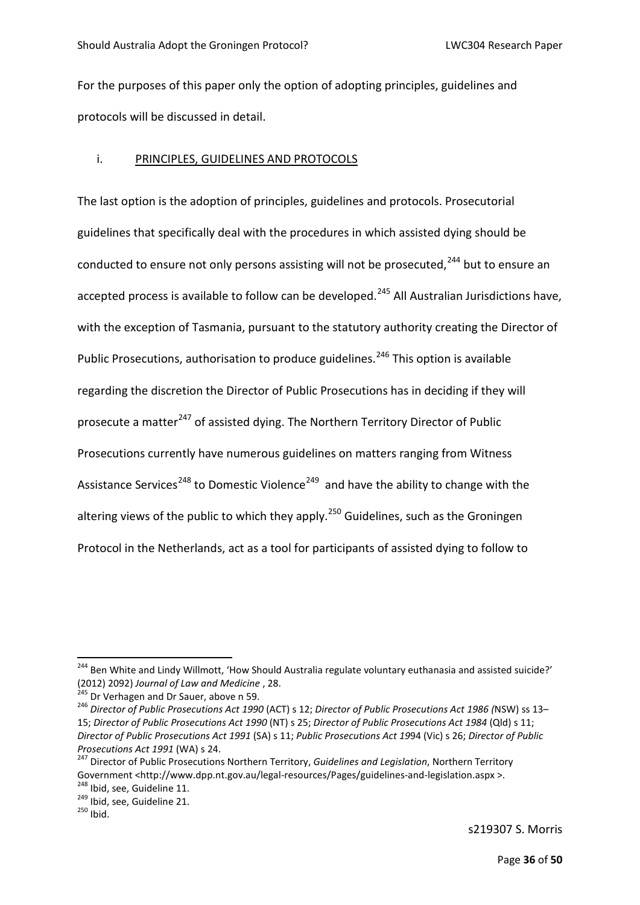For the purposes of this paper only the option of adopting principles, guidelines and protocols will be discussed in detail.

### i. PRINCIPLES, GUIDELINES AND PROTOCOLS

The last option is the adoption of principles, guidelines and protocols. Prosecutorial guidelines that specifically deal with the procedures in which assisted dying should be conducted to ensure not only persons assisting will not be prosecuted,[244] but to ensure an accepted process is available to follow can be developed.[245] All Australian Jurisdictions have, with the exception of Tasmania, pursuant to the statutory authority creating the Director of Public Prosecutions, authorisation to produce guidelines.[246] This option is available regarding the discretion the Director of Public Prosecutions has in deciding if they will prosecute a matter[247] of assisted dying. The Northern Territory Director of Public Prosecutions currently have numerous guidelines on matters ranging from Witness Assistance Services[248] to Domestic Violence[249] and have the ability to change with the altering views of the public to which they apply.[250] Guidelines, such as the Groningen Protocol in the Netherlands, act as a tool for participants of assisted dying to follow to

---

[244] Ben White and Lindy Willmott, 'How Should Australia regulate voluntary euthanasia and assisted suicide?' (2012) 2092) *Journal of Law and Medicine* , 28.

[245] Dr Verhagen and Dr Sauer, above n 59.

[246] *Director of Public Prosecutions Act 1990* (ACT) s 12; *Director of Public Prosecutions Act 1986 (*NSW) ss 13–15; *Director of Public Prosecutions Act 1990* (NT) s 25; *Director of Public Prosecutions Act 1984* (Qld) s 11; *Director of Public Prosecutions Act 1991* (SA) s 11; *Public Prosecutions Act 19*94 (Vic) s 26; *Director of Public Prosecutions Act 1991* (WA) s 24.

[247] Director of Public Prosecutions Northern Territory, *Guidelines and Legislation*, Northern Territory Government <http://www.dpp.nt.gov.au/legal-resources/Pages/guidelines-and-legislation.aspx >.

[248] Ibid, see, Guideline 11.

[249] Ibid, see, Guideline 21.

[250] Ibid.

s219307 S. Morris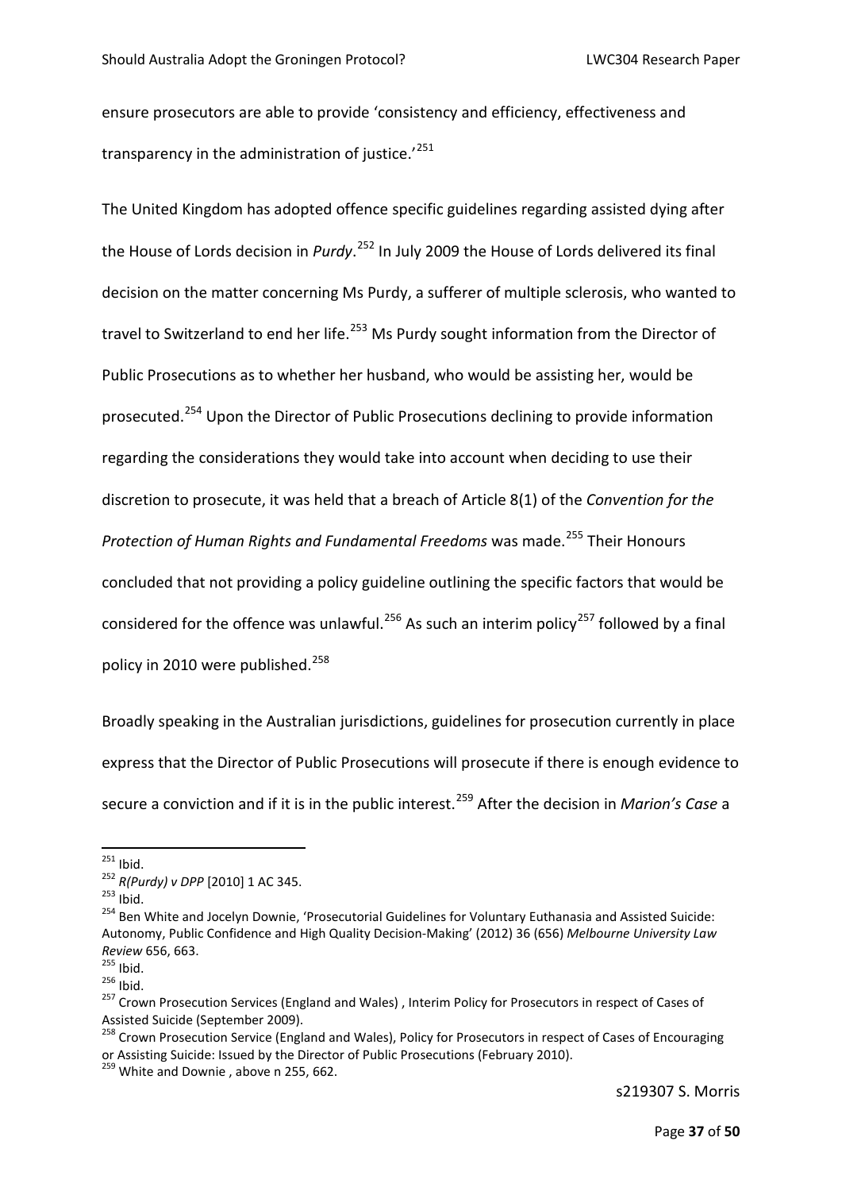ensure prosecutors are able to provide 'consistency and efficiency, effectiveness and transparency in the administration of justice.'[251]

The United Kingdom has adopted offence specific guidelines regarding assisted dying after the House of Lords decision in *Purdy*.[252] In July 2009 the House of Lords delivered its final decision on the matter concerning Ms Purdy, a sufferer of multiple sclerosis, who wanted to travel to Switzerland to end her life.[253] Ms Purdy sought information from the Director of Public Prosecutions as to whether her husband, who would be assisting her, would be prosecuted.[254] Upon the Director of Public Prosecutions declining to provide information regarding the considerations they would take into account when deciding to use their discretion to prosecute, it was held that a breach of Article 8(1) of the *Convention for the Protection of Human Rights and Fundamental Freedoms* was made.[255] Their Honours concluded that not providing a policy guideline outlining the specific factors that would be considered for the offence was unlawful.[256] As such an interim policy[257] followed by a final policy in 2010 were published.[258]

Broadly speaking in the Australian jurisdictions, guidelines for prosecution currently in place express that the Director of Public Prosecutions will prosecute if there is enough evidence to secure a conviction and if it is in the public interest.[259] After the decision in *Marion's Case* a

---

[251] Ibid.

[252] *R(Purdy) v DPP* [2010] 1 AC 345.

[253] Ibid.

[254] Ben White and Jocelyn Downie, 'Prosecutorial Guidelines for Voluntary Euthanasia and Assisted Suicide: Autonomy, Public Confidence and High Quality Decision-Making' (2012) 36 (656) *Melbourne University Law Review* 656, 663.

[255] Ibid.

[256] Ibid.

[257] Crown Prosecution Services (England and Wales) , Interim Policy for Prosecutors in respect of Cases of Assisted Suicide (September 2009).

[258] Crown Prosecution Service (England and Wales), Policy for Prosecutors in respect of Cases of Encouraging or Assisting Suicide: Issued by the Director of Public Prosecutions (February 2010).

[259] White and Downie , above n 255, 662.

s219307 S. Morris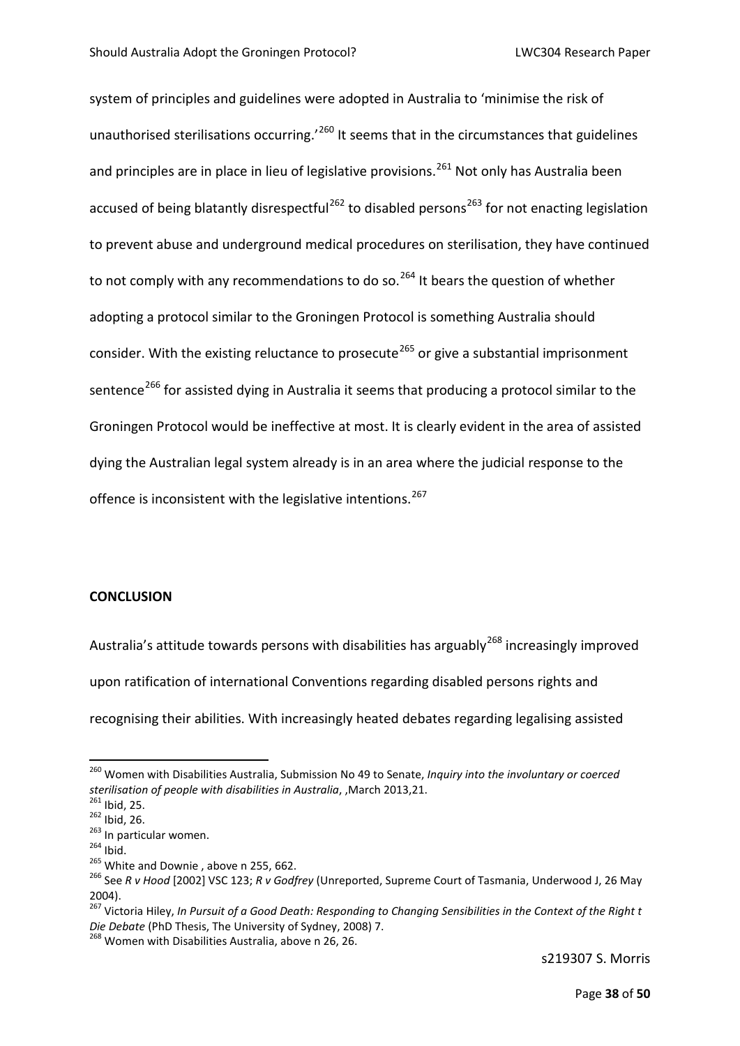system of principles and guidelines were adopted in Australia to 'minimise the risk of unauthorised sterilisations occurring.'[260] It seems that in the circumstances that guidelines and principles are in place in lieu of legislative provisions.[261] Not only has Australia been accused of being blatantly disrespectful[262] to disabled persons[263] for not enacting legislation to prevent abuse and underground medical procedures on sterilisation, they have continued to not comply with any recommendations to do so.[264] It bears the question of whether adopting a protocol similar to the Groningen Protocol is something Australia should consider. With the existing reluctance to prosecute[265] or give a substantial imprisonment sentence[266] for assisted dying in Australia it seems that producing a protocol similar to the Groningen Protocol would be ineffective at most. It is clearly evident in the area of assisted dying the Australian legal system already is in an area where the judicial response to the offence is inconsistent with the legislative intentions.[267]

## CONCLUSION

Australia's attitude towards persons with disabilities has arguably[268] increasingly improved upon ratification of international Conventions regarding disabled persons rights and recognising their abilities. With increasingly heated debates regarding legalising assisted

---

[260] Women with Disabilities Australia, Submission No 49 to Senate, *Inquiry into the involuntary or coerced sterilisation of people with disabilities in Australia*, ,March 2013,21.

[261] Ibid, 25.

[262] Ibid, 26.

[263] In particular women.

[264] Ibid.

[265] White and Downie , above n 255, 662.

[266] See *R v Hood* [2002] VSC 123; *R v Godfrey* (Unreported, Supreme Court of Tasmania, Underwood J, 26 May 2004).

[267] Victoria Hiley, *In Pursuit of a Good Death: Responding to Changing Sensibilities in the Context of the Right t Die Debate* (PhD Thesis, The University of Sydney, 2008) 7.

[268] Women with Disabilities Australia, above n 26, 26.

s219307 S. Morris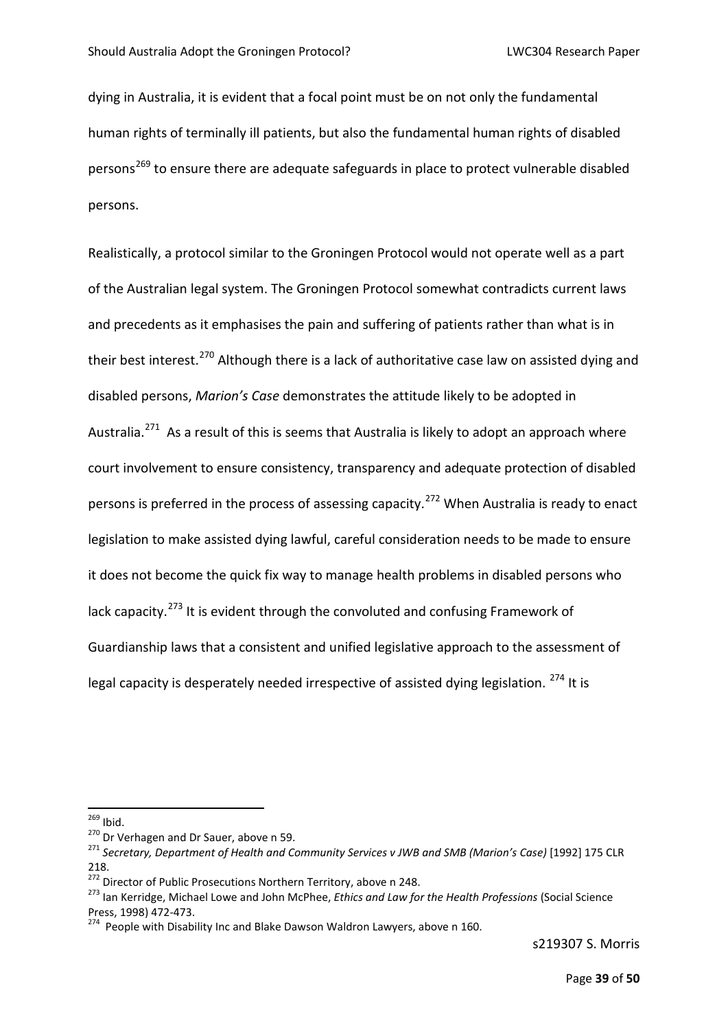dying in Australia, it is evident that a focal point must be on not only the fundamental human rights of terminally ill patients, but also the fundamental human rights of disabled persons[269] to ensure there are adequate safeguards in place to protect vulnerable disabled persons.

Realistically, a protocol similar to the Groningen Protocol would not operate well as a part of the Australian legal system. The Groningen Protocol somewhat contradicts current laws and precedents as it emphasises the pain and suffering of patients rather than what is in their best interest.[270] Although there is a lack of authoritative case law on assisted dying and disabled persons, *Marion's Case* demonstrates the attitude likely to be adopted in Australia.[271] As a result of this is seems that Australia is likely to adopt an approach where court involvement to ensure consistency, transparency and adequate protection of disabled persons is preferred in the process of assessing capacity.[272] When Australia is ready to enact legislation to make assisted dying lawful, careful consideration needs to be made to ensure it does not become the quick fix way to manage health problems in disabled persons who lack capacity.[273] It is evident through the convoluted and confusing Framework of Guardianship laws that a consistent and unified legislative approach to the assessment of legal capacity is desperately needed irrespective of assisted dying legislation. [274] It is

---

[269] Ibid.

[270] Dr Verhagen and Dr Sauer, above n 59.

[271] *Secretary, Department of Health and Community Services v JWB and SMB (Marion's Case)* [1992] 175 CLR 218.

[272] Director of Public Prosecutions Northern Territory, above n 248.

[273] Ian Kerridge, Michael Lowe and John McPhee, *Ethics and Law for the Health Professions* (Social Science Press, 1998) 472-473.

[274] People with Disability Inc and Blake Dawson Waldron Lawyers, above n 160.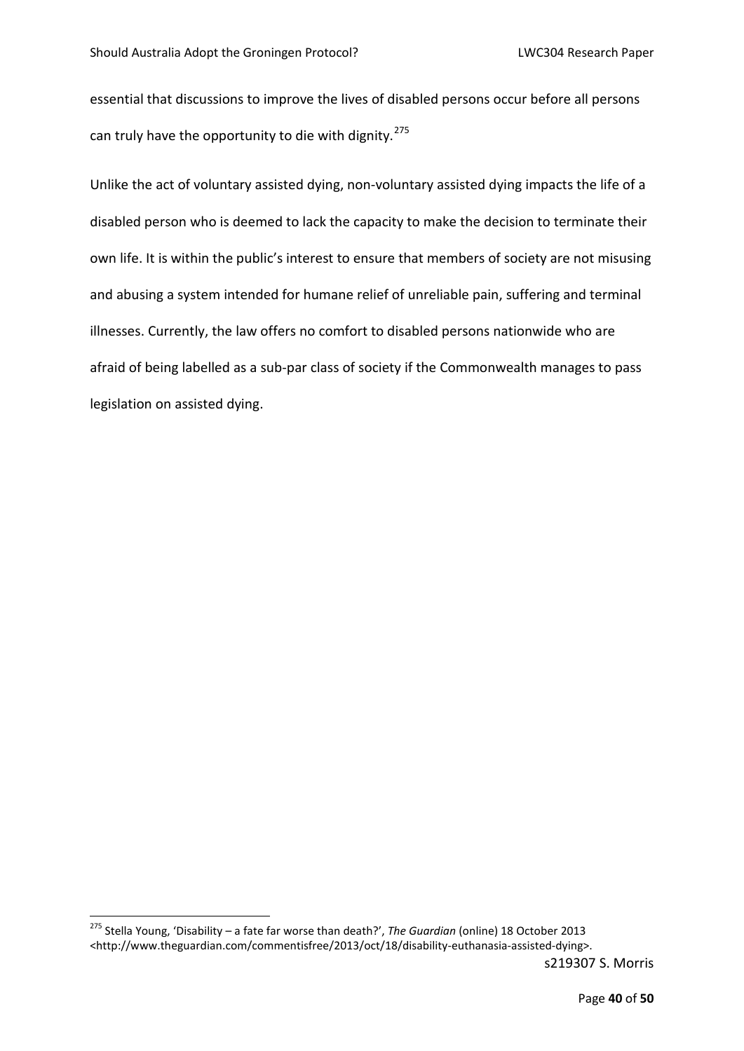essential that discussions to improve the lives of disabled persons occur before all persons can truly have the opportunity to die with dignity.[275]

Unlike the act of voluntary assisted dying, non-voluntary assisted dying impacts the life of a disabled person who is deemed to lack the capacity to make the decision to terminate their own life. It is within the public's interest to ensure that members of society are not misusing and abusing a system intended for humane relief of unreliable pain, suffering and terminal illnesses. Currently, the law offers no comfort to disabled persons nationwide who are afraid of being labelled as a sub-par class of society if the Commonwealth manages to pass legislation on assisted dying.

---

[275] Stella Young, 'Disability – a fate far worse than death?', *The Guardian* (online) 18 October 2013 <http://www.theguardian.com/commentisfree/2013/oct/18/disability-euthanasia-assisted-dying>.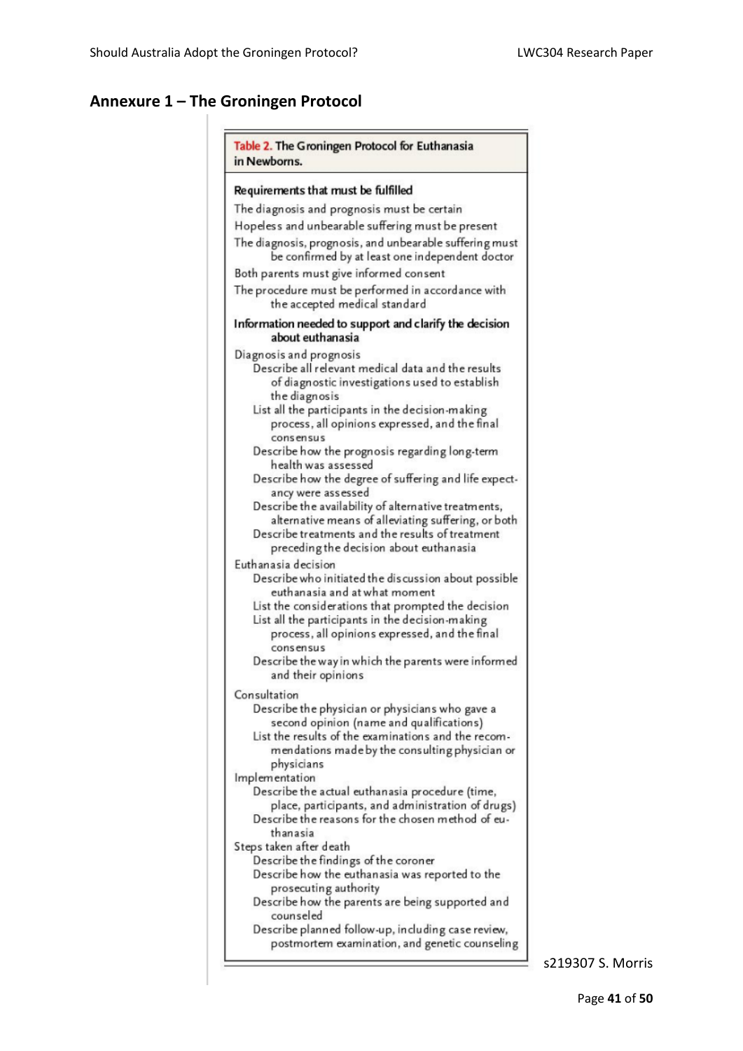## Annexure 1 – The Groningen Protocol

**Table 2. The Groningen Protocol for Euthanasia in Newborns.**

**Requirements that must be fulfilled**

The diagnosis and prognosis must be certain

Hopeless and unbearable suffering must be present

The diagnosis, prognosis, and unbearable suffering must be confirmed by at least one independent doctor

Both parents must give informed consent

The procedure must be performed in accordance with the accepted medical standard

**Information needed to support and clarify the decision about euthanasia**

Diagnosis and prognosis

- Describe all relevant medical data and the results of diagnostic investigations used to establish the diagnosis
- List all the participants in the decision-making process, all opinions expressed, and the final consensus
- Describe how the prognosis regarding long-term health was assessed
- Describe how the degree of suffering and life expectancy were assessed
- Describe the availability of alternative treatments, alternative means of alleviating suffering, or both
- Describe treatments and the results of treatment preceding the decision about euthanasia

Euthanasia decision

- Describe who initiated the discussion about possible euthanasia and at what moment
- List the considerations that prompted the decision
- List all the participants in the decision-making process, all opinions expressed, and the final consensus
- Describe the way in which the parents were informed and their opinions

Consultation

- Describe the physician or physicians who gave a second opinion (name and qualifications)
- List the results of the examinations and the recommendations made by the consulting physician or physicians

Implementation

- Describe the actual euthanasia procedure (time, place, participants, and administration of drugs)
- Describe the reasons for the chosen method of euthanasia

Steps taken after death

- Describe the findings of the coroner
- Describe how the euthanasia was reported to the prosecuting authority
- Describe how the parents are being supported and counseled
- Describe planned follow-up, including case review, postmortem examination, and genetic counseling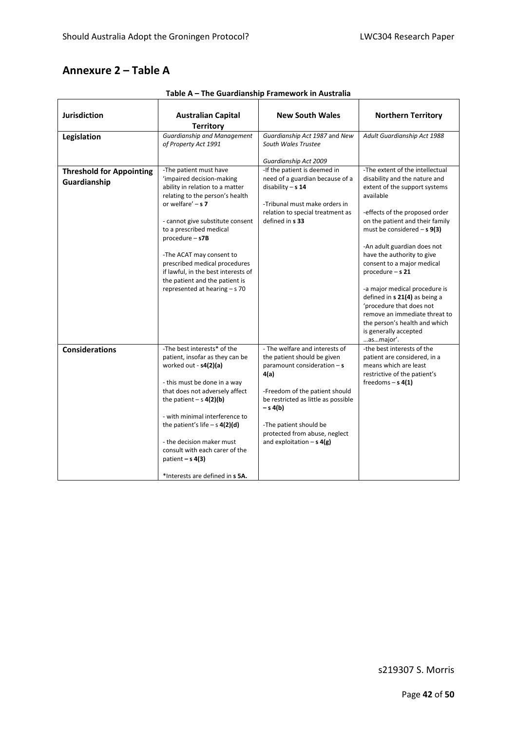## Annexure 2 – Table A

**Table A – The Guardianship Framework in Australia**

| **Jurisdiction** | **Australian Capital Territory** | **New South Wales** | **Northern Territory** |
|---|---|---|---|
| **Legislation** | *Guardianship and Management of Property Act 1991* | *Guardianship Act 1987* and *New South Wales Trustee*<br><br>*Guardianship Act 2009* | *Adult Guardianship Act 1988* |
| **Threshold for Appointing Guardianship** | -The patient must have 'impaired decision-making ability in relation to a matter relating to the person's health or welfare' – **s 7**<br><br>- cannot give substitute consent to a prescribed medical procedure – **s7B**<br><br>-The ACAT may consent to prescribed medical procedures if lawful, in the best interests of the patient and the patient is represented at hearing – s 70 | -If the patient is deemed in need of a guardian because of a disability – **s 14**<br><br>-Tribunal must make orders in relation to special treatment as defined in **s 33** | -The extent of the intellectual disability and the nature and extent of the support systems available<br><br>-effects of the proposed order on the patient and their family must be considered – **s 9(3)**<br><br>-An adult guardian does not have the authority to give consent to a major medical procedure – **s 21**<br><br>-a major medical procedure is defined in **s 21(4)** as being a 'procedure that does not remove an immediate threat to the person's health and which is generally accepted …as…major'. |
| **Considerations** | -The best interests* of the patient, insofar as they can be worked out - **s4(2)(a)**<br><br>- this must be done in a way that does not adversely affect the patient – s **4(2)(b)**<br><br>- with minimal interference to the patient's life – s **4(2)(d)**<br><br>- the decision maker must consult with each carer of the patient **– s 4(3)**<br><br>*Interests are defined in **s 5A.** | - The welfare and interests of the patient should be given paramount consideration – **s 4(a)**<br><br>-Freedom of the patient should be restricted as little as possible **– s 4(b)**<br><br>-The patient should be protected from abuse, neglect and exploitation – **s 4(g)** | -the best interests of the patient are considered, in a means which are least restrictive of the patient's freedoms – **s 4(1)** |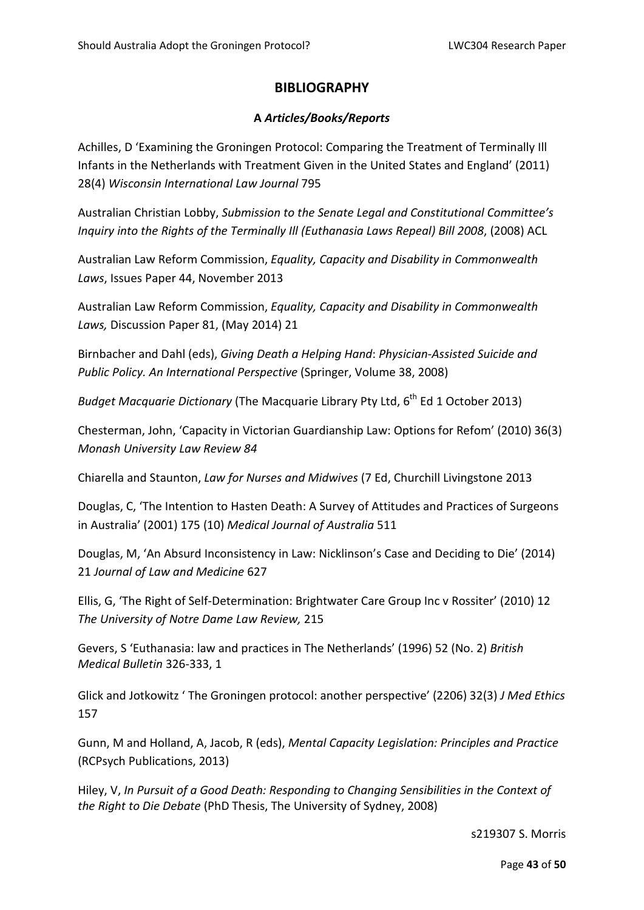## BIBLIOGRAPHY

### A *Articles/Books/Reports*

Achilles, D 'Examining the Groningen Protocol: Comparing the Treatment of Terminally Ill Infants in the Netherlands with Treatment Given in the United States and England' (2011) 28(4) *Wisconsin International Law Journal* 795

Australian Christian Lobby, *Submission to the Senate Legal and Constitutional Committee's Inquiry into the Rights of the Terminally Ill (Euthanasia Laws Repeal) Bill 2008*, (2008) ACL

Australian Law Reform Commission, *Equality, Capacity and Disability in Commonwealth Laws*, Issues Paper 44, November 2013

Australian Law Reform Commission, *Equality, Capacity and Disability in Commonwealth Laws,* Discussion Paper 81, (May 2014) 21

Birnbacher and Dahl (eds), *Giving Death a Helping Hand*: *Physician-Assisted Suicide and Public Policy. An International Perspective* (Springer, Volume 38, 2008)

*Budget Macquarie Dictionary* (The Macquarie Library Pty Ltd, 6th Ed 1 October 2013)

Chesterman, John, 'Capacity in Victorian Guardianship Law: Options for Refom' (2010) 36(3) *Monash University Law Review 84*

Chiarella and Staunton, *Law for Nurses and Midwives* (7 Ed, Churchill Livingstone 2013

Douglas, C, 'The Intention to Hasten Death: A Survey of Attitudes and Practices of Surgeons in Australia' (2001) 175 (10) *Medical Journal of Australia* 511

Douglas, M, 'An Absurd Inconsistency in Law: Nicklinson's Case and Deciding to Die' (2014) 21 *Journal of Law and Medicine* 627

Ellis, G, 'The Right of Self-Determination: Brightwater Care Group Inc v Rossiter' (2010) 12 *The University of Notre Dame Law Review,* 215

Gevers, S 'Euthanasia: law and practices in The Netherlands' (1996) 52 (No. 2) *British Medical Bulletin* 326-333, 1

Glick and Jotkowitz ' The Groningen protocol: another perspective' (2206) 32(3) *J Med Ethics* 157

Gunn, M and Holland, A, Jacob, R (eds), *Mental Capacity Legislation: Principles and Practice* (RCPsych Publications, 2013)

Hiley, V, *In Pursuit of a Good Death: Responding to Changing Sensibilities in the Context of the Right to Die Debate* (PhD Thesis, The University of Sydney, 2008)

s219307 S. Morris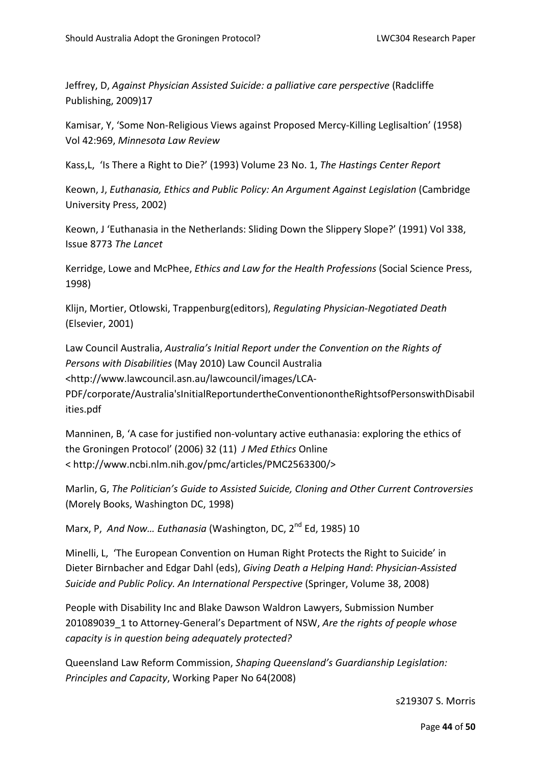Jeffrey, D, *Against Physician Assisted Suicide: a palliative care perspective* (Radcliffe Publishing, 2009)17

Kamisar, Y, 'Some Non-Religious Views against Proposed Mercy-Killing Leglisaltion' (1958) Vol 42:969, *Minnesota Law Review*

Kass,L, 'Is There a Right to Die?' (1993) Volume 23 No. 1, *The Hastings Center Report*

Keown, J, *Euthanasia, Ethics and Public Policy: An Argument Against Legislation* (Cambridge University Press, 2002)

Keown, J 'Euthanasia in the Netherlands: Sliding Down the Slippery Slope?' (1991) Vol 338, Issue 8773 *The Lancet*

Kerridge, Lowe and McPhee, *Ethics and Law for the Health Professions* (Social Science Press, 1998)

Klijn, Mortier, Otlowski, Trappenburg(editors), *Regulating Physician-Negotiated Death* (Elsevier, 2001)

Law Council Australia, *Australia's Initial Report under the Convention on the Rights of Persons with Disabilities* (May 2010) Law Council Australia <http://www.lawcouncil.asn.au/lawcouncil/images/LCA-PDF/corporate/Australia'sInitialReportundertheConventionontheRightsofPersonswithDisabilities.pdf

Manninen, B, 'A case for justified non-voluntary active euthanasia: exploring the ethics of the Groningen Protocol' (2006) 32 (11) *J Med Ethics* Online < http://www.ncbi.nlm.nih.gov/pmc/articles/PMC2563300/>

Marlin, G, *The Politician's Guide to Assisted Suicide, Cloning and Other Current Controversies* (Morely Books, Washington DC, 1998)

Marx, P, *And Now… Euthanasia* (Washington, DC, 2nd Ed, 1985) 10

Minelli, L, 'The European Convention on Human Right Protects the Right to Suicide' in Dieter Birnbacher and Edgar Dahl (eds), *Giving Death a Helping Hand*: *Physician-Assisted Suicide and Public Policy. An International Perspective* (Springer, Volume 38, 2008)

People with Disability Inc and Blake Dawson Waldron Lawyers, Submission Number 201089039_1 to Attorney-General's Department of NSW, *Are the rights of people whose capacity is in question being adequately protected?*

Queensland Law Reform Commission, *Shaping Queensland's Guardianship Legislation: Principles and Capacity*, Working Paper No 64(2008)

s219307 S. Morris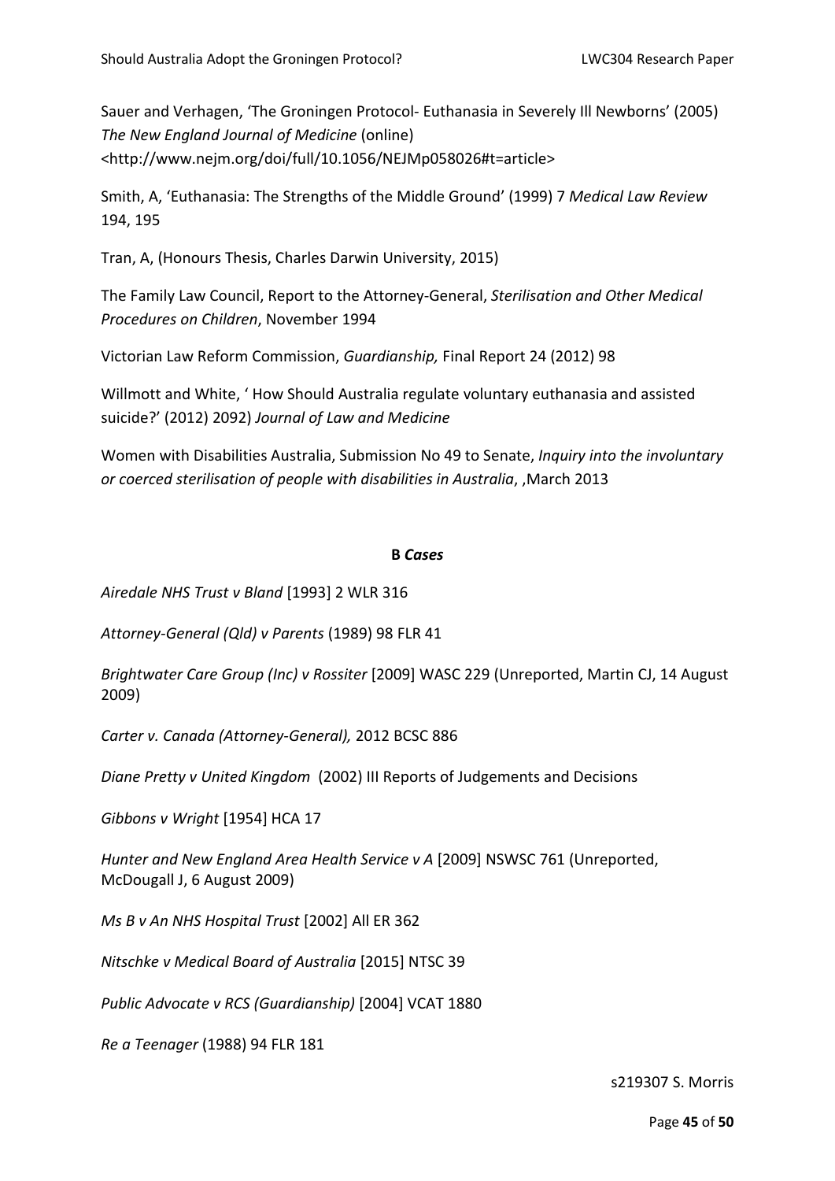Sauer and Verhagen, 'The Groningen Protocol- Euthanasia in Severely Ill Newborns' (2005) *The New England Journal of Medicine* (online) <http://www.nejm.org/doi/full/10.1056/NEJMp058026#t=article>

Smith, A, 'Euthanasia: The Strengths of the Middle Ground' (1999) 7 *Medical Law Review* 194, 195

Tran, A, (Honours Thesis, Charles Darwin University, 2015)

The Family Law Council, Report to the Attorney-General, *Sterilisation and Other Medical Procedures on Children*, November 1994

Victorian Law Reform Commission, *Guardianship,* Final Report 24 (2012) 98

Willmott and White, ' How Should Australia regulate voluntary euthanasia and assisted suicide?' (2012) 2092) *Journal of Law and Medicine*

Women with Disabilities Australia, Submission No 49 to Senate, *Inquiry into the involuntary or coerced sterilisation of people with disabilities in Australia*, ,March 2013

**B *Cases***

*Airedale NHS Trust v Bland* [1993] 2 WLR 316

*Attorney-General (Qld) v Parents* (1989) 98 FLR 41

*Brightwater Care Group (Inc) v Rossiter* [2009] WASC 229 (Unreported, Martin CJ, 14 August 2009)

*Carter v. Canada (Attorney-General),* 2012 BCSC 886

*Diane Pretty v United Kingdom* (2002) III Reports of Judgements and Decisions

*Gibbons v Wright* [1954] HCA 17

*Hunter and New England Area Health Service v A* [2009] NSWSC 761 (Unreported, McDougall J, 6 August 2009)

*Ms B v An NHS Hospital Trust* [2002] All ER 362

*Nitschke v Medical Board of Australia* [2015] NTSC 39

*Public Advocate v RCS (Guardianship)* [2004] VCAT 1880

*Re a Teenager* (1988) 94 FLR 181

s219307 S. Morris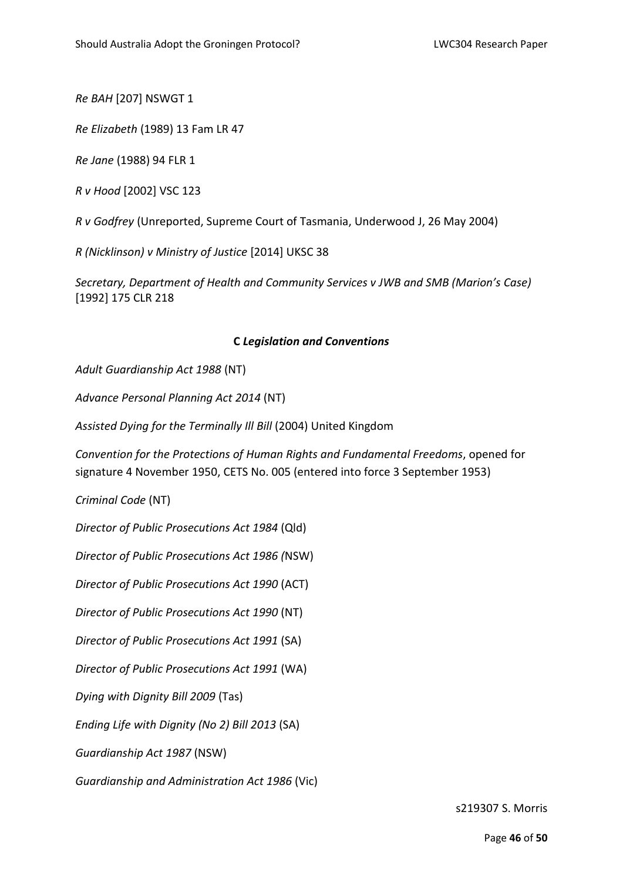*Re BAH* [207] NSWGT 1

*Re Elizabeth* (1989) 13 Fam LR 47

*Re Jane* (1988) 94 FLR 1

*R v Hood* [2002] VSC 123

*R v Godfrey* (Unreported, Supreme Court of Tasmania, Underwood J, 26 May 2004)

*R (Nicklinson) v Ministry of Justice* [2014] UKSC 38

*Secretary, Department of Health and Community Services v JWB and SMB (Marion's Case)* [1992] 175 CLR 218

### C *Legislation and Conventions*

*Adult Guardianship Act 1988* (NT)

*Advance Personal Planning Act 2014* (NT)

*Assisted Dying for the Terminally Ill Bill* (2004) United Kingdom

*Convention for the Protections of Human Rights and Fundamental Freedoms*, opened for signature 4 November 1950, CETS No. 005 (entered into force 3 September 1953)

*Criminal Code* (NT)

*Director of Public Prosecutions Act 1984* (Qld)

*Director of Public Prosecutions Act 1986 (*NSW)

*Director of Public Prosecutions Act 1990* (ACT)

*Director of Public Prosecutions Act 1990* (NT)

*Director of Public Prosecutions Act 1991* (SA)

*Director of Public Prosecutions Act 1991* (WA)

*Dying with Dignity Bill 2009* (Tas)

*Ending Life with Dignity (No 2) Bill 2013* (SA)

*Guardianship Act 1987* (NSW)

*Guardianship and Administration Act 1986* (Vic)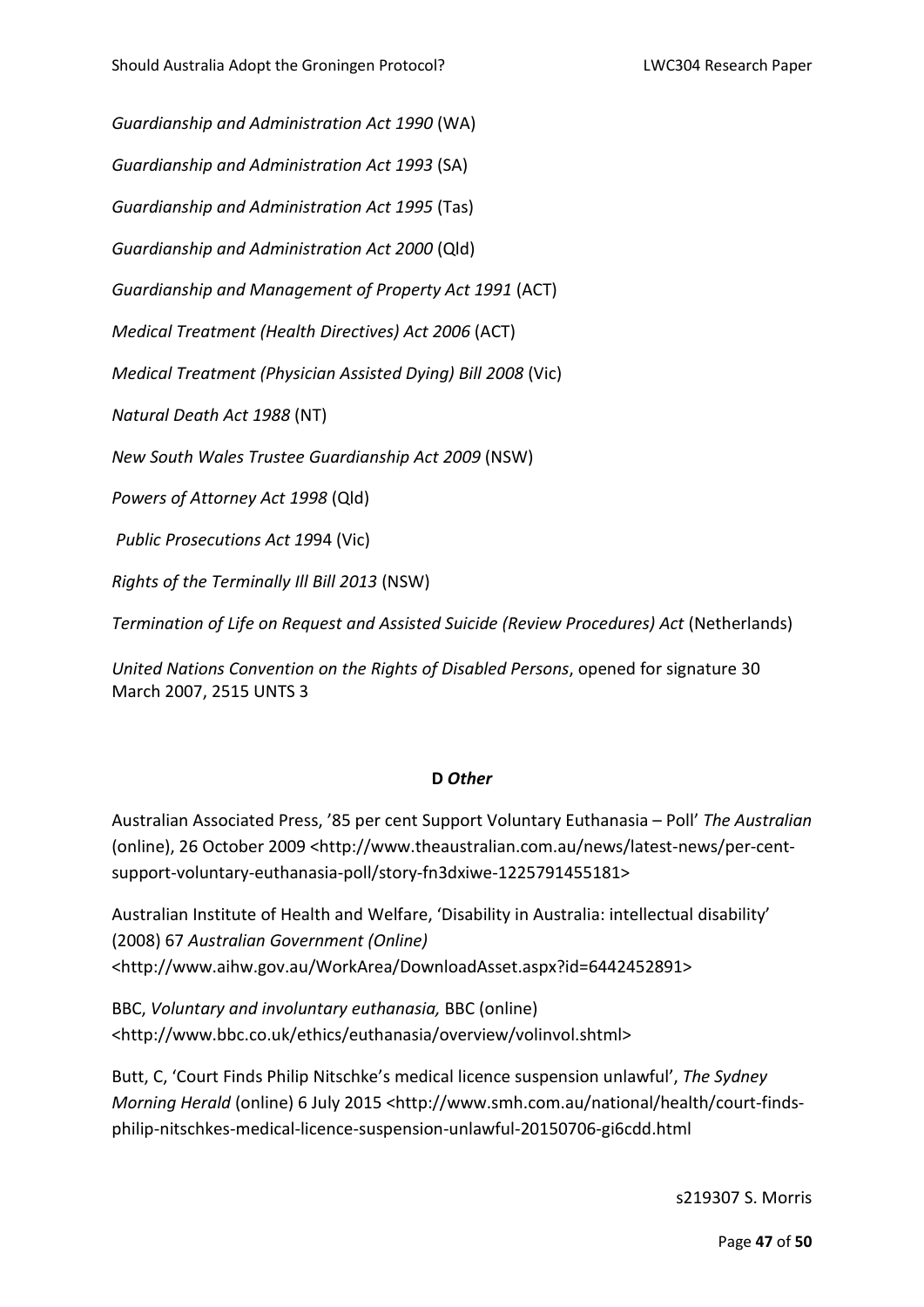*Guardianship and Administration Act 1990* (WA)

*Guardianship and Administration Act 1993* (SA)

*Guardianship and Administration Act 1995* (Tas)

*Guardianship and Administration Act 2000* (Qld)

*Guardianship and Management of Property Act 1991* (ACT)

*Medical Treatment (Health Directives) Act 2006* (ACT)

*Medical Treatment (Physician Assisted Dying) Bill 2008* (Vic)

*Natural Death Act 1988* (NT)

*New South Wales Trustee Guardianship Act 2009* (NSW)

*Powers of Attorney Act 1998* (Qld)

*Public Prosecutions Act 19*94 (Vic)

*Rights of the Terminally Ill Bill 2013* (NSW)

*Termination of Life on Request and Assisted Suicide (Review Procedures) Act* (Netherlands)

*United Nations Convention on the Rights of Disabled Persons*, opened for signature 30 March 2007, 2515 UNTS 3

### D *Other*

Australian Associated Press, '85 per cent Support Voluntary Euthanasia – Poll' *The Australian* (online), 26 October 2009 <http://www.theaustralian.com.au/news/latest-news/per-cent-support-voluntary-euthanasia-poll/story-fn3dxiwe-1225791455181>

Australian Institute of Health and Welfare, 'Disability in Australia: intellectual disability' (2008) 67 *Australian Government (Online)* <http://www.aihw.gov.au/WorkArea/DownloadAsset.aspx?id=6442452891>

BBC, *Voluntary and involuntary euthanasia,* BBC (online) <http://www.bbc.co.uk/ethics/euthanasia/overview/volinvol.shtml>

Butt, C, 'Court Finds Philip Nitschke's medical licence suspension unlawful', *The Sydney Morning Herald* (online) 6 July 2015 <http://www.smh.com.au/national/health/court-finds-philip-nitschkes-medical-licence-suspension-unlawful-20150706-gi6cdd.html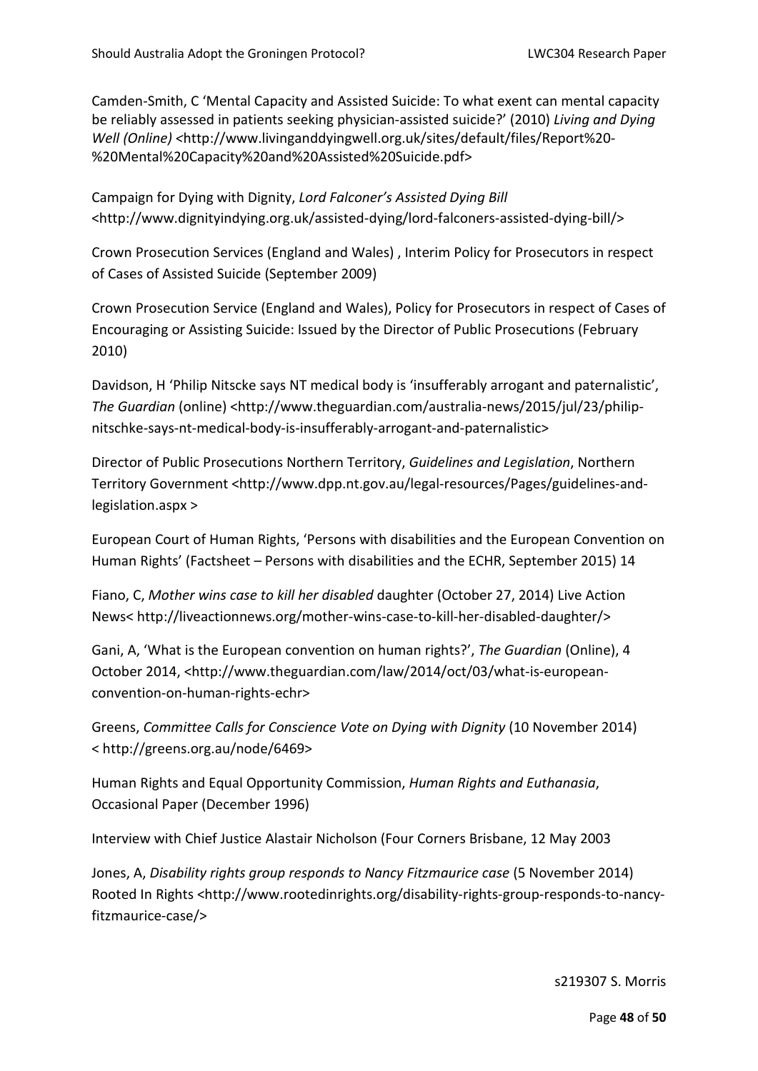Camden-Smith, C 'Mental Capacity and Assisted Suicide: To what extent can mental capacity be reliably assessed in patients seeking physician-assisted suicide?' (2010) *Living and Dying Well (Online)* <http://www.livinganddyingwell.org.uk/sites/default/files/Report%20-%20Mental%20Capacity%20and%20Assisted%20Suicide.pdf>

Campaign for Dying with Dignity, *Lord Falconer's Assisted Dying Bill* <http://www.dignityindying.org.uk/assisted-dying/lord-falconers-assisted-dying-bill/>

Crown Prosecution Services (England and Wales) , Interim Policy for Prosecutors in respect of Cases of Assisted Suicide (September 2009)

Crown Prosecution Service (England and Wales), Policy for Prosecutors in respect of Cases of Encouraging or Assisting Suicide: Issued by the Director of Public Prosecutions (February 2010)

Davidson, H 'Philip Nitscke says NT medical body is 'insufferably arrogant and paternalistic', *The Guardian* (online) <http://www.theguardian.com/australia-news/2015/jul/23/philip-nitschke-says-nt-medical-body-is-insufferably-arrogant-and-paternalistic>

Director of Public Prosecutions Northern Territory, *Guidelines and Legislation*, Northern Territory Government <http://www.dpp.nt.gov.au/legal-resources/Pages/guidelines-and-legislation.aspx >

European Court of Human Rights, 'Persons with disabilities and the European Convention on Human Rights' (Factsheet – Persons with disabilities and the ECHR, September 2015) 14

Fiano, C, *Mother wins case to kill her disabled* daughter (October 27, 2014) Live Action News< http://liveactionnews.org/mother-wins-case-to-kill-her-disabled-daughter/>

Gani, A, 'What is the European convention on human rights?', *The Guardian* (Online), 4 October 2014, <http://www.theguardian.com/law/2014/oct/03/what-is-european-convention-on-human-rights-echr>

Greens, *Committee Calls for Conscience Vote on Dying with Dignity* (10 November 2014) < http://greens.org.au/node/6469>

Human Rights and Equal Opportunity Commission, *Human Rights and Euthanasia*, Occasional Paper (December 1996)

Interview with Chief Justice Alastair Nicholson (Four Corners Brisbane, 12 May 2003

Jones, A, *Disability rights group responds to Nancy Fitzmaurice case* (5 November 2014) Rooted In Rights <http://www.rootedinrights.org/disability-rights-group-responds-to-nancy-fitzmaurice-case/>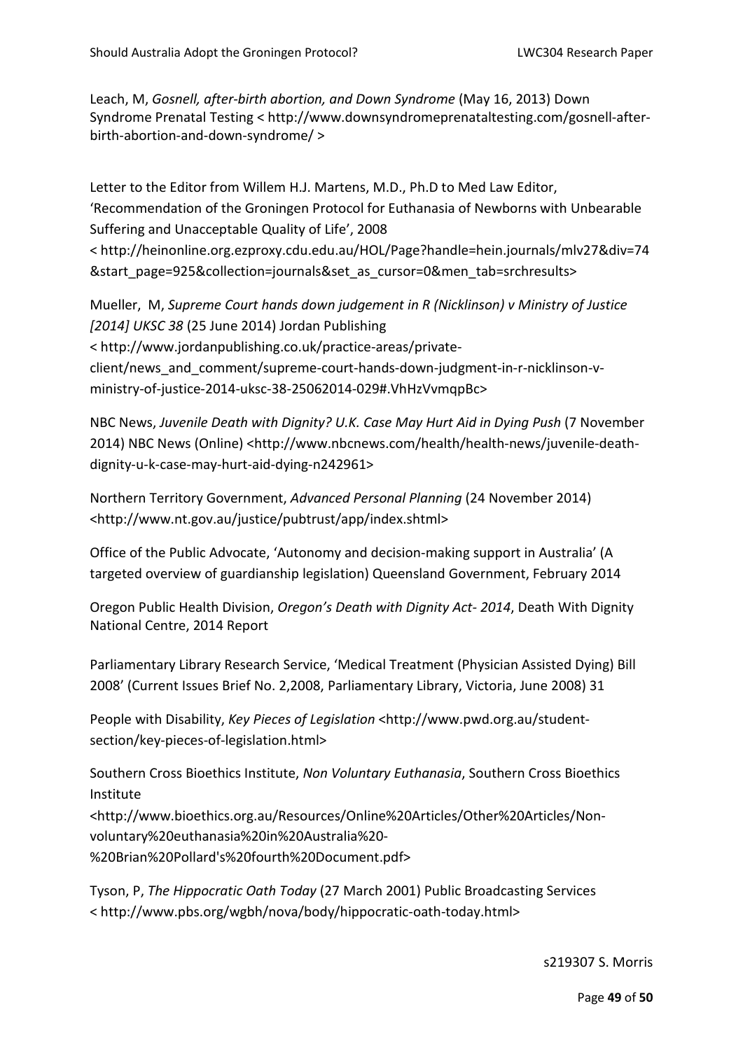Leach, M, *Gosnell, after-birth abortion, and Down Syndrome* (May 16, 2013) Down Syndrome Prenatal Testing < http://www.downsyndromeprenataltesting.com/gosnell-after-birth-abortion-and-down-syndrome/ >

Letter to the Editor from Willem H.J. Martens, M.D., Ph.D to Med Law Editor, 'Recommendation of the Groningen Protocol for Euthanasia of Newborns with Unbearable Suffering and Unacceptable Quality of Life', 2008
< http://heinonline.org.ezproxy.cdu.edu.au/HOL/Page?handle=hein.journals/mlv27&div=74&start_page=925&collection=journals&set_as_cursor=0&men_tab=srchresults>

Mueller, M, *Supreme Court hands down judgement in R (Nicklinson) v Ministry of Justice [2014] UKSC 38* (25 June 2014) Jordan Publishing
< http://www.jordanpublishing.co.uk/practice-areas/private-client/news_and_comment/supreme-court-hands-down-judgment-in-r-nicklinson-v-ministry-of-justice-2014-uksc-38-25062014-029#.VhHzVvmqpBc>

NBC News, *Juvenile Death with Dignity? U.K. Case May Hurt Aid in Dying Push* (7 November 2014) NBC News (Online) <http://www.nbcnews.com/health/health-news/juvenile-death-dignity-u-k-case-may-hurt-aid-dying-n242961>

Northern Territory Government, *Advanced Personal Planning* (24 November 2014) <http://www.nt.gov.au/justice/pubtrust/app/index.shtml>

Office of the Public Advocate, 'Autonomy and decision-making support in Australia' (A targeted overview of guardianship legislation) Queensland Government, February 2014

Oregon Public Health Division, *Oregon's Death with Dignity Act- 2014*, Death With Dignity National Centre, 2014 Report

Parliamentary Library Research Service, 'Medical Treatment (Physician Assisted Dying) Bill 2008' (Current Issues Brief No. 2,2008, Parliamentary Library, Victoria, June 2008) 31

People with Disability, *Key Pieces of Legislation* <http://www.pwd.org.au/student-section/key-pieces-of-legislation.html>

Southern Cross Bioethics Institute, *Non Voluntary Euthanasia*, Southern Cross Bioethics Institute
<http://www.bioethics.org.au/Resources/Online%20Articles/Other%20Articles/Non-voluntary%20euthanasia%20in%20Australia%20-%20Brian%20Pollard's%20fourth%20Document.pdf>

Tyson, P, *The Hippocratic Oath Today* (27 March 2001) Public Broadcasting Services < http://www.pbs.org/wgbh/nova/body/hippocratic-oath-today.html>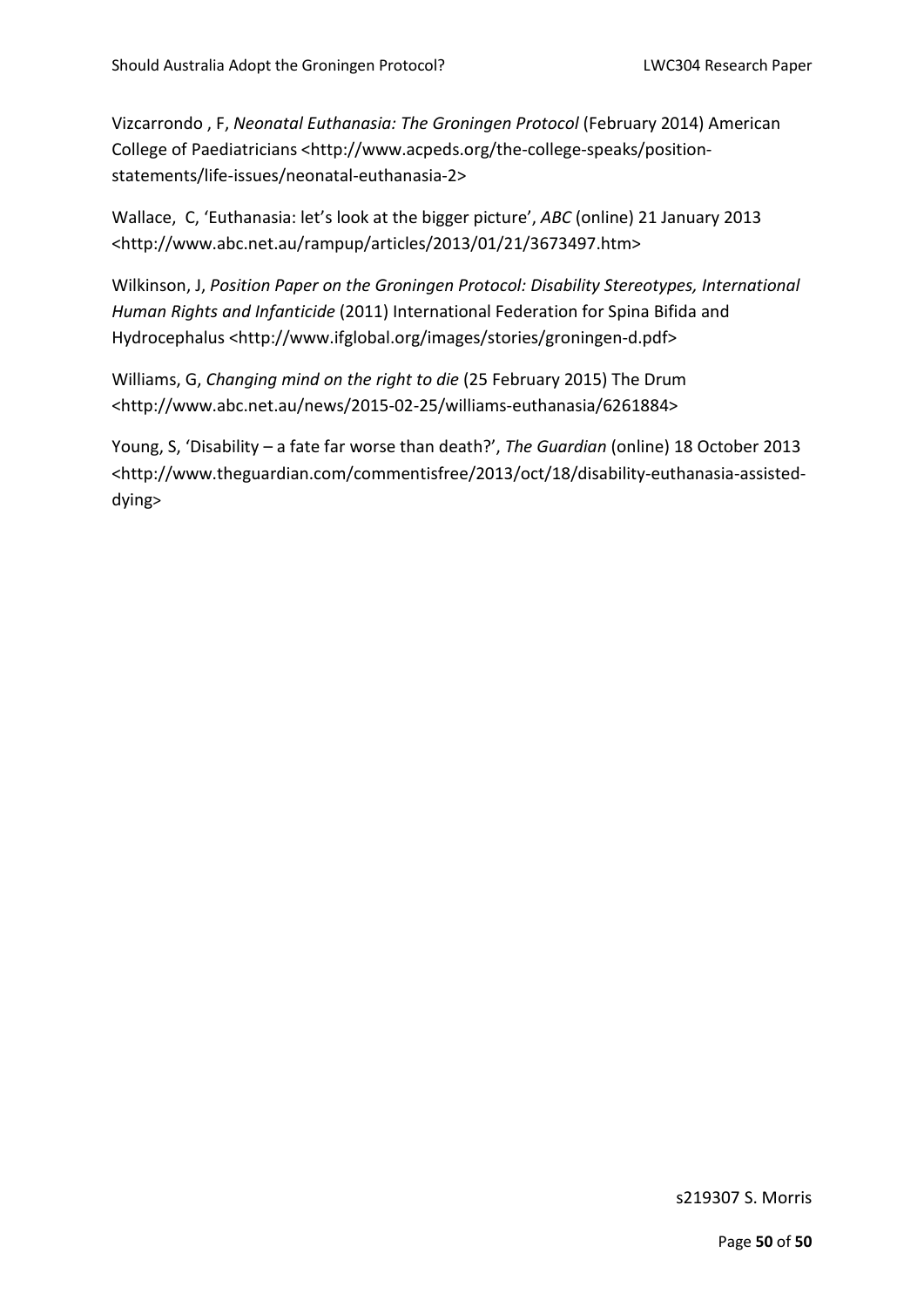Vizcarrondo , F, *Neonatal Euthanasia: The Groningen Protocol* (February 2014) American College of Paediatricians <http://www.acpeds.org/the-college-speaks/position-statements/life-issues/neonatal-euthanasia-2>

Wallace, C, 'Euthanasia: let's look at the bigger picture', *ABC* (online) 21 January 2013 <http://www.abc.net.au/rampup/articles/2013/01/21/3673497.htm>

Wilkinson, J, *Position Paper on the Groningen Protocol: Disability Stereotypes, International Human Rights and Infanticide* (2011) International Federation for Spina Bifida and Hydrocephalus <http://www.ifglobal.org/images/stories/groningen-d.pdf>

Williams, G, *Changing mind on the right to die* (25 February 2015) The Drum <http://www.abc.net.au/news/2015-02-25/williams-euthanasia/6261884>

Young, S, 'Disability – a fate far worse than death?', *The Guardian* (online) 18 October 2013 <http://www.theguardian.com/commentisfree/2013/oct/18/disability-euthanasia-assisted-dying>